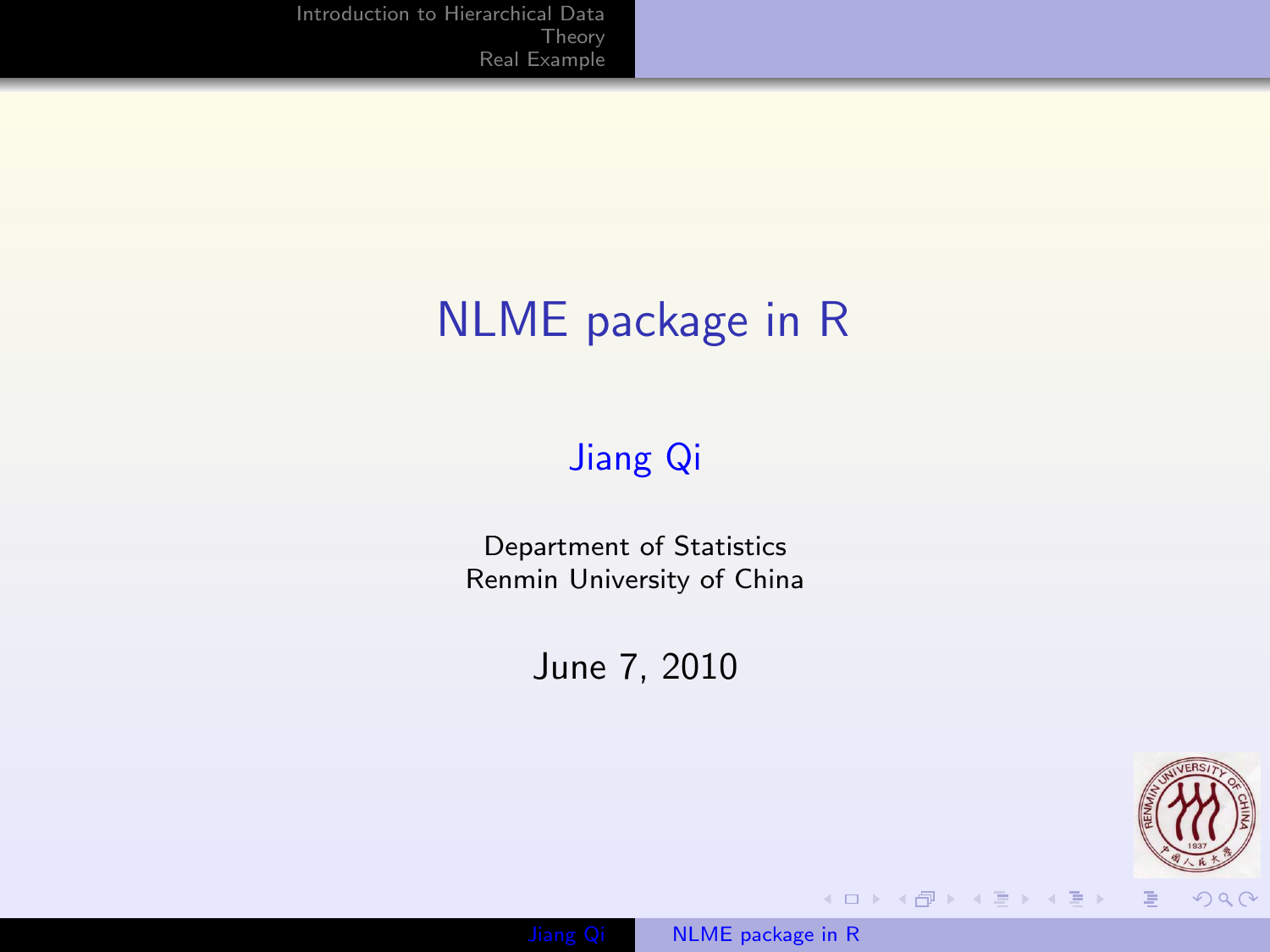# NLME package in R

Jiang Qi

Department of Statistics
Renmin University of China

June 7, 2010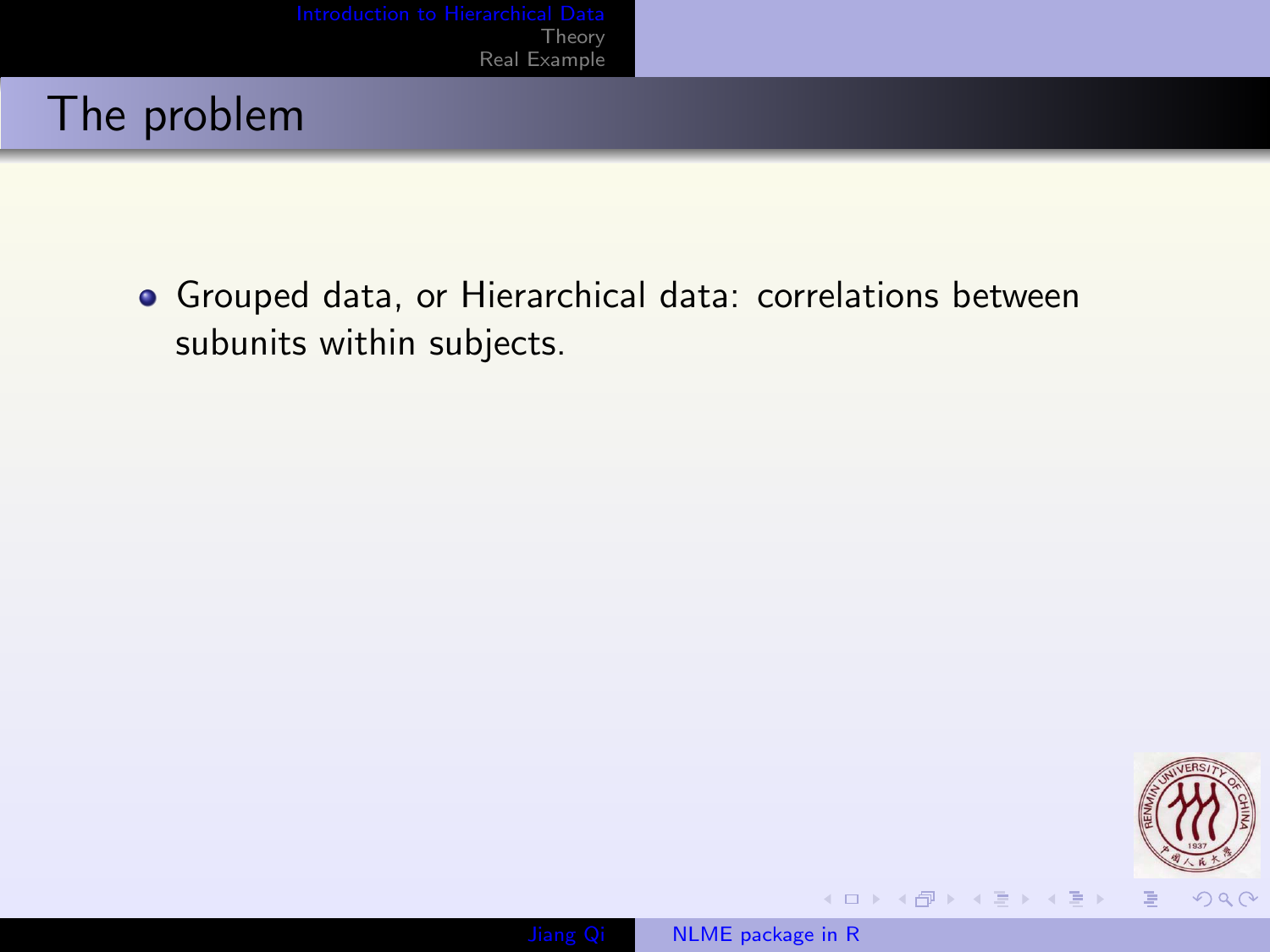## The problem

- Grouped data, or Hierarchical data: correlations between subunits within subjects.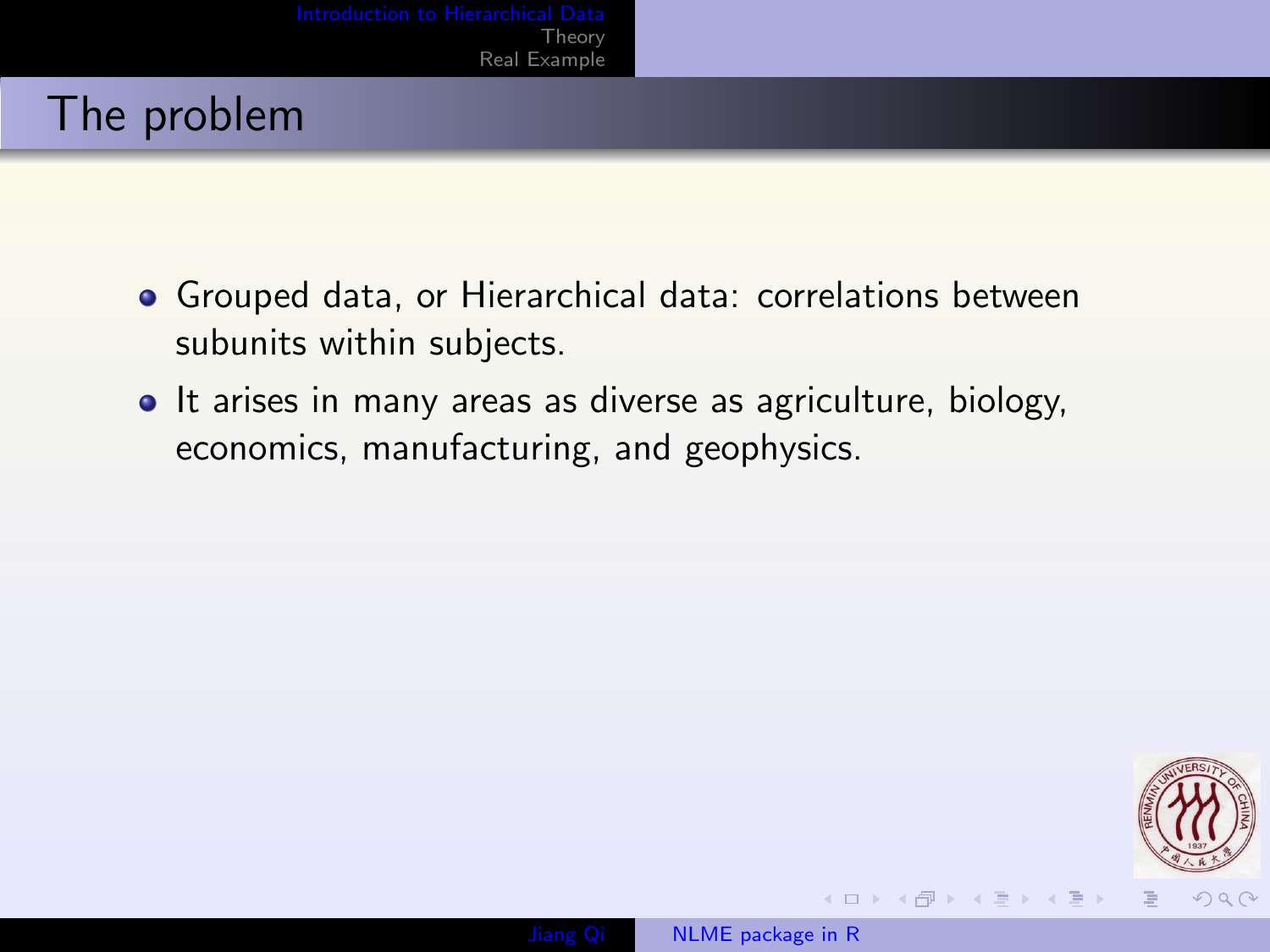## The problem

- Grouped data, or Hierarchical data: correlations between subunits within subjects.
- It arises in many areas as diverse as agriculture, biology, economics, manufacturing, and geophysics.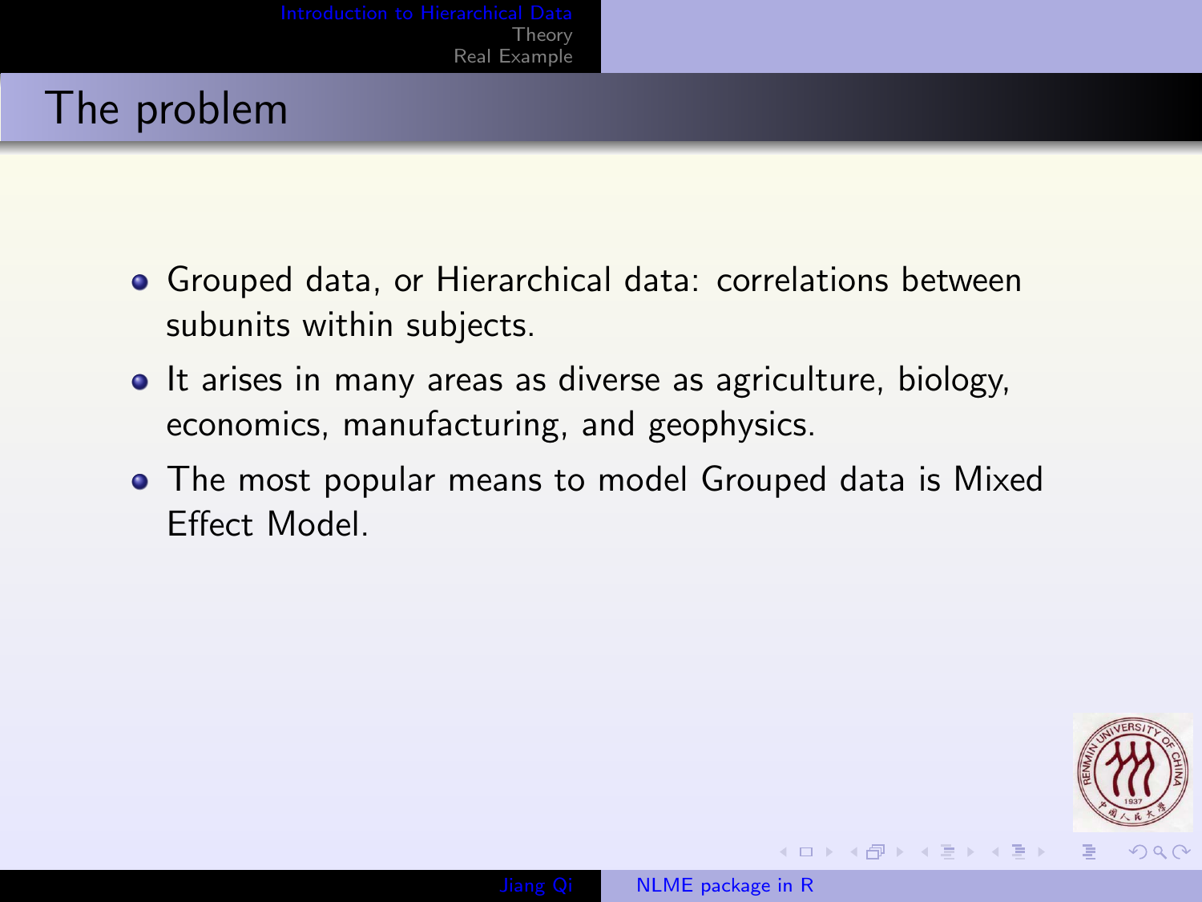## The problem

- Grouped data, or Hierarchical data: correlations between subunits within subjects.
- It arises in many areas as diverse as agriculture, biology, economics, manufacturing, and geophysics.
- The most popular means to model Grouped data is Mixed Effect Model.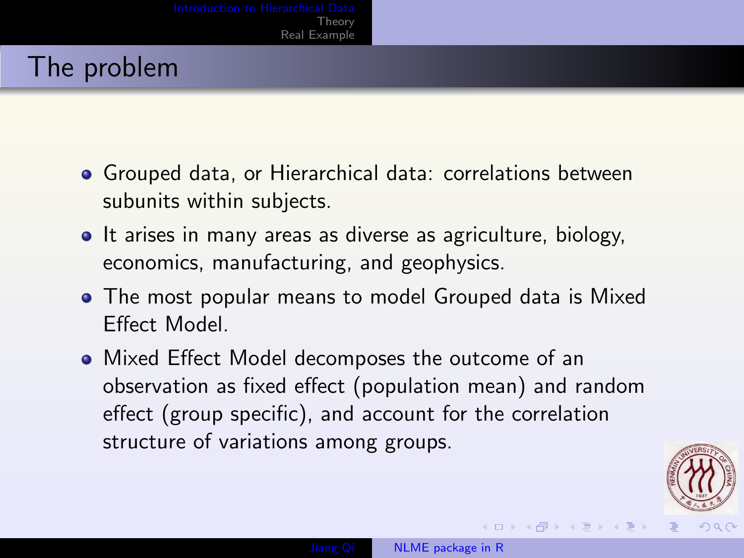## The problem

- Grouped data, or Hierarchical data: correlations between subunits within subjects.
- It arises in many areas as diverse as agriculture, biology, economics, manufacturing, and geophysics.
- The most popular means to model Grouped data is Mixed Effect Model.
- Mixed Effect Model decomposes the outcome of an observation as fixed effect (population mean) and random effect (group specific), and account for the correlation structure of variations among groups.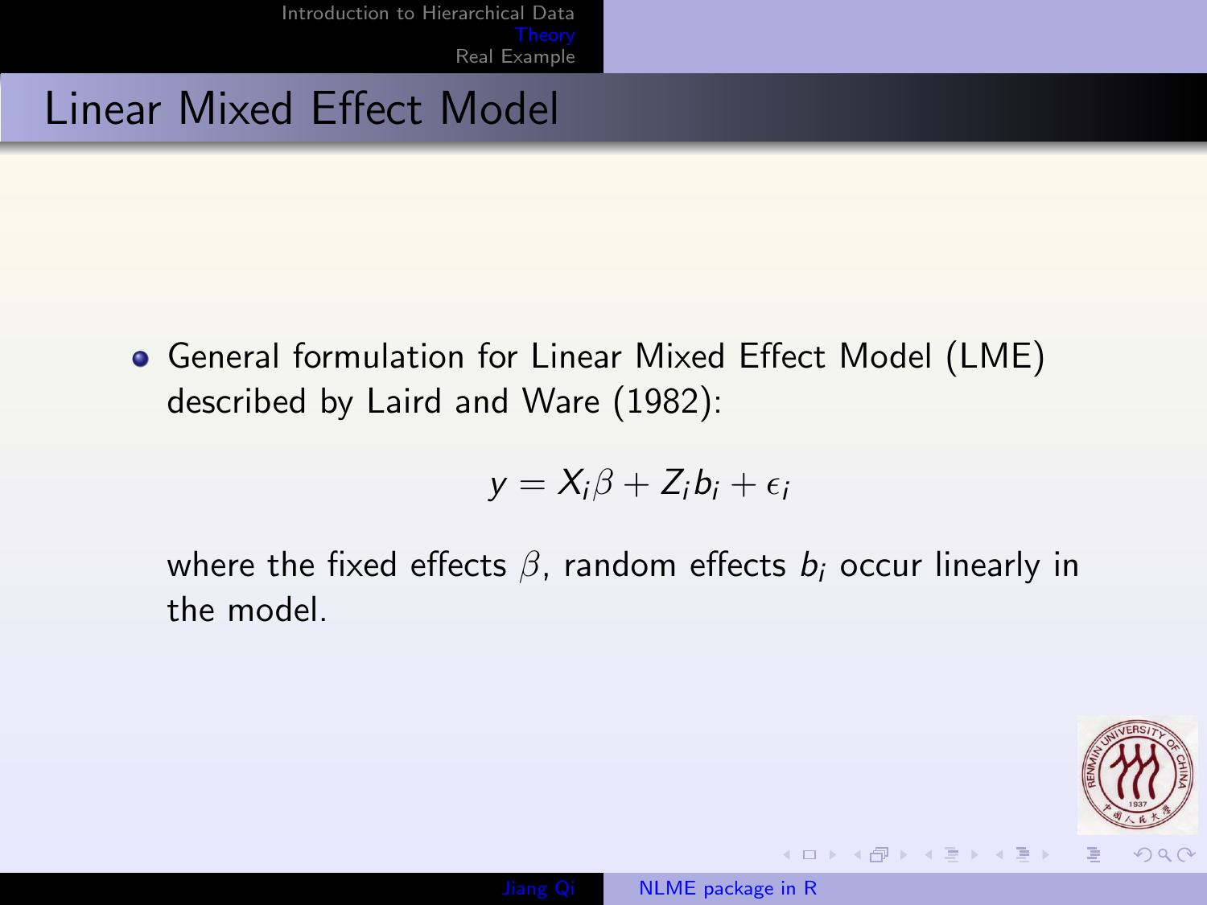# Linear Mixed Effect Model

- General formulation for Linear Mixed Effect Model (LME) described by Laird and Ware (1982):

$$y = X_i\beta + Z_i b_i + \epsilon_i$$

where the fixed effects $\beta$, random effects $b_i$ occur linearly in the model.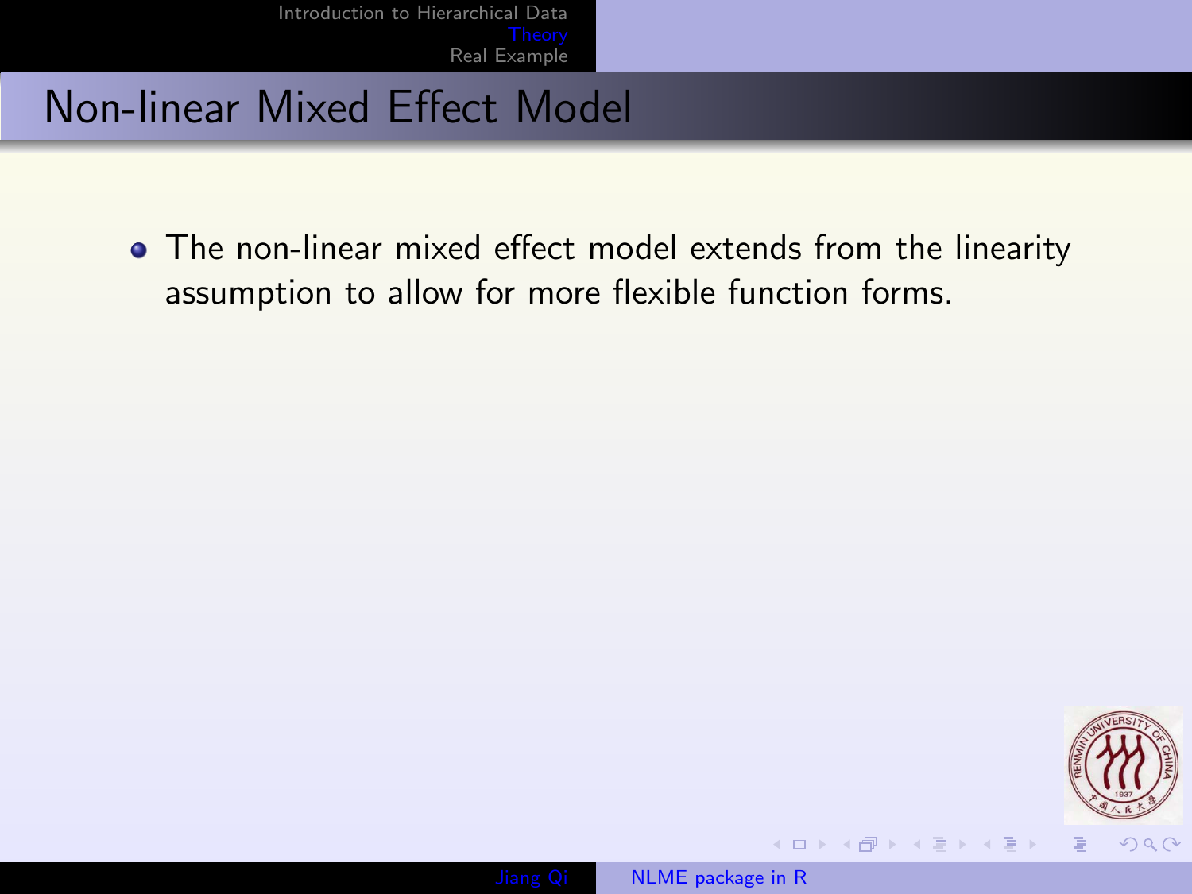# Non-linear Mixed Effect Model

- The non-linear mixed effect model extends from the linearity assumption to allow for more flexible function forms.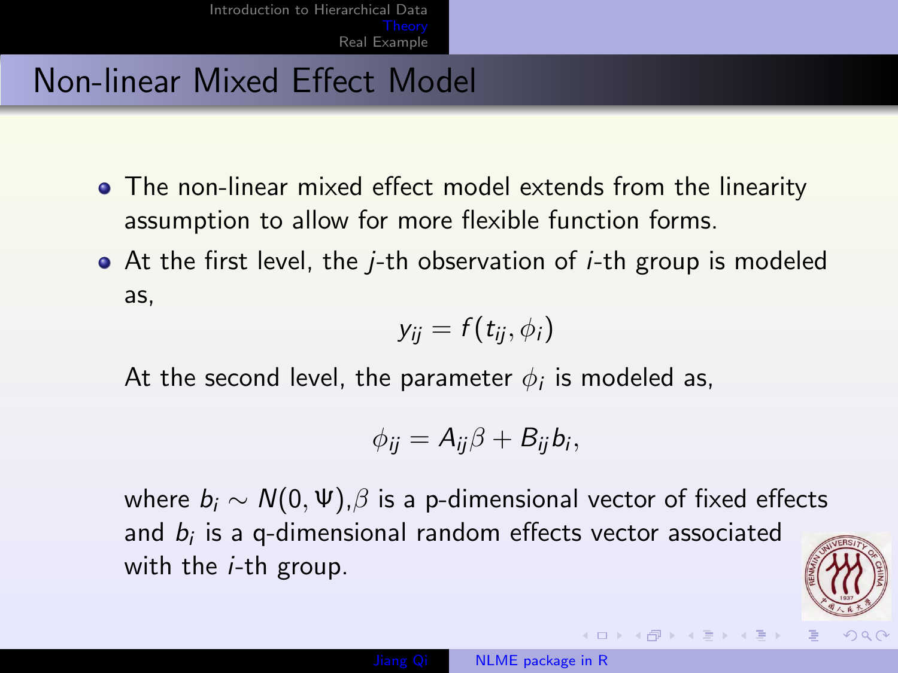# Non-linear Mixed Effect Model

- The non-linear mixed effect model extends from the linearity assumption to allow for more flexible function forms.
- At the first level, the $j$-th observation of $i$-th group is modeled as,

  $$y_{ij} = f(t_{ij}, \phi_i)$$

  At the second level, the parameter $\phi_i$ is modeled as,

  $$\phi_{ij} = A_{ij}\beta + B_{ij}b_i,$$

  where $b_i \sim N(0, \Psi)$,$\beta$ is a p-dimensional vector of fixed effects and $b_i$ is a q-dimensional random effects vector associated with the $i$-th group.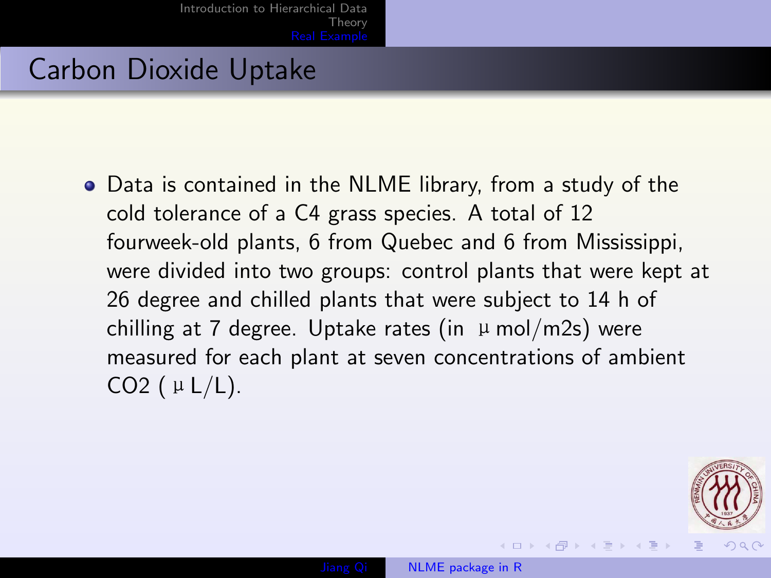## Carbon Dioxide Uptake

- Data is contained in the NLME library, from a study of the cold tolerance of a C4 grass species. A total of 12 fourweek-old plants, 6 from Quebec and 6 from Mississippi, were divided into two groups: control plants that were kept at 26 degree and chilled plants that were subject to 14 h of chilling at 7 degree. Uptake rates (in µ mol/m2s) were measured for each plant at seven concentrations of ambient CO2 ( µ L/L).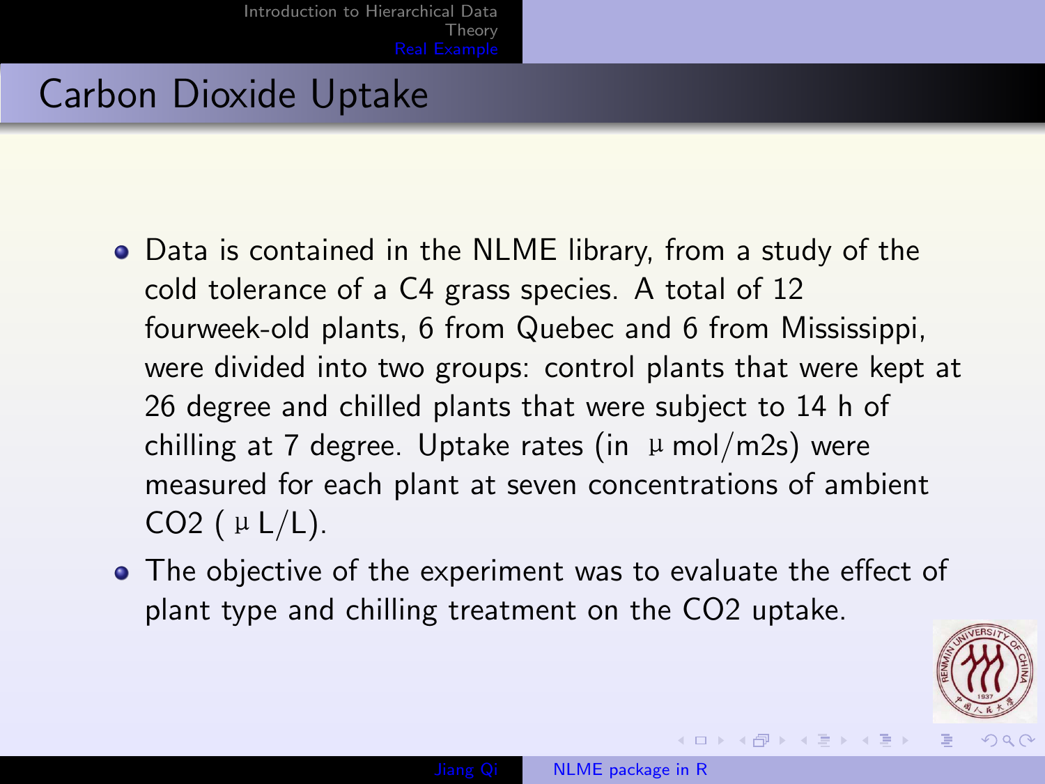# Carbon Dioxide Uptake

- Data is contained in the NLME library, from a study of the cold tolerance of a C4 grass species. A total of 12 fourweek-old plants, 6 from Quebec and 6 from Mississippi, were divided into two groups: control plants that were kept at 26 degree and chilled plants that were subject to 14 h of chilling at 7 degree. Uptake rates (in µ mol/m2s) were measured for each plant at seven concentrations of ambient $CO_2$ ( µ L/L).
- The objective of the experiment was to evaluate the effect of plant type and chilling treatment on the $CO_2$ uptake.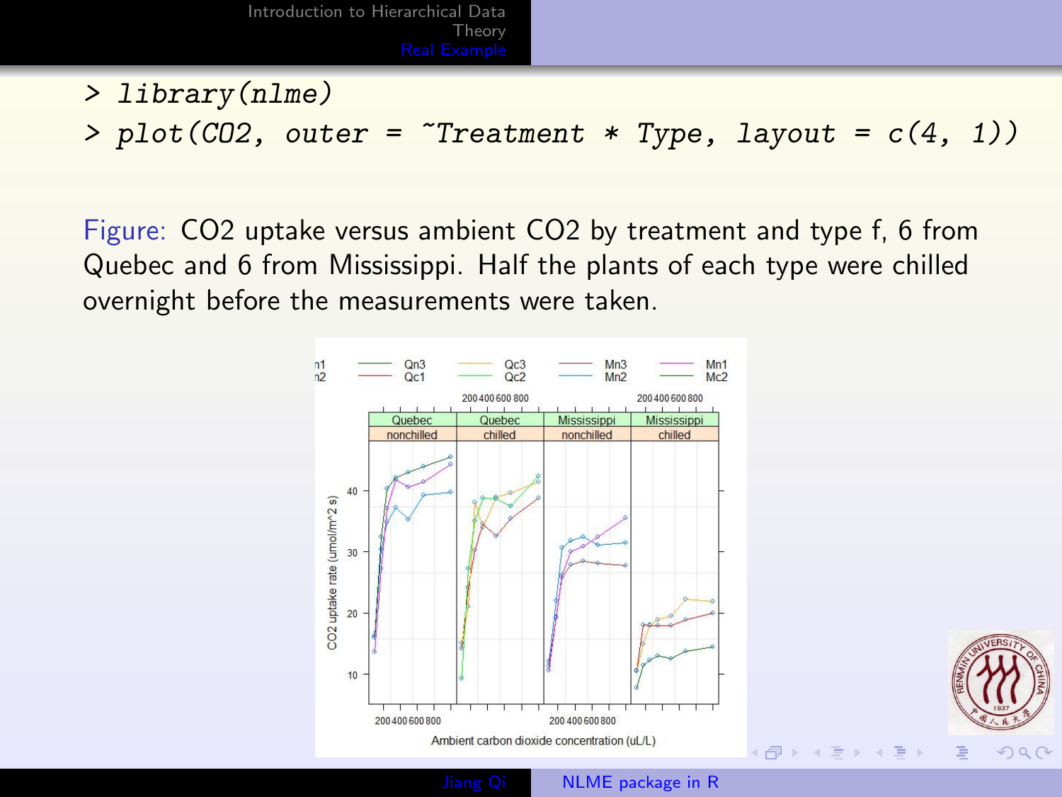```
> library(nlme)
> plot(CO2, outer = ~Treatment * Type, layout = c(4, 1))
```

Figure: CO2 uptake versus ambient CO2 by treatment and type f, 6 from Quebec and 6 from Mississippi. Half the plants of each type were chilled overnight before the measurements were taken.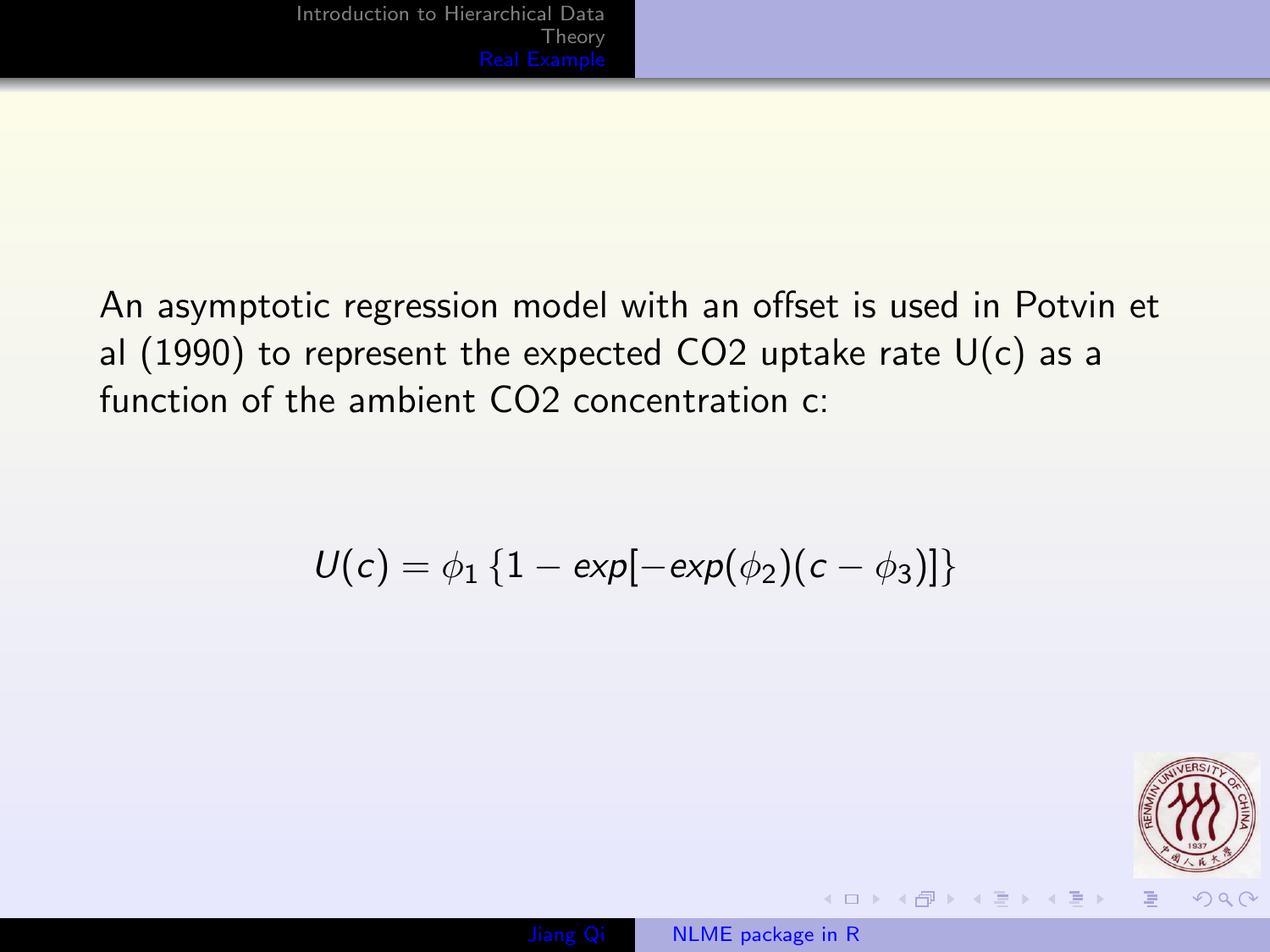An asymptotic regression model with an offset is used in Potvin et al (1990) to represent the expected CO2 uptake rate U(c) as a function of the ambient CO2 concentration c:

$$U(c) = \phi_1 \left\{1 - exp[-exp(\phi_2)(c - \phi_3)]\right\}$$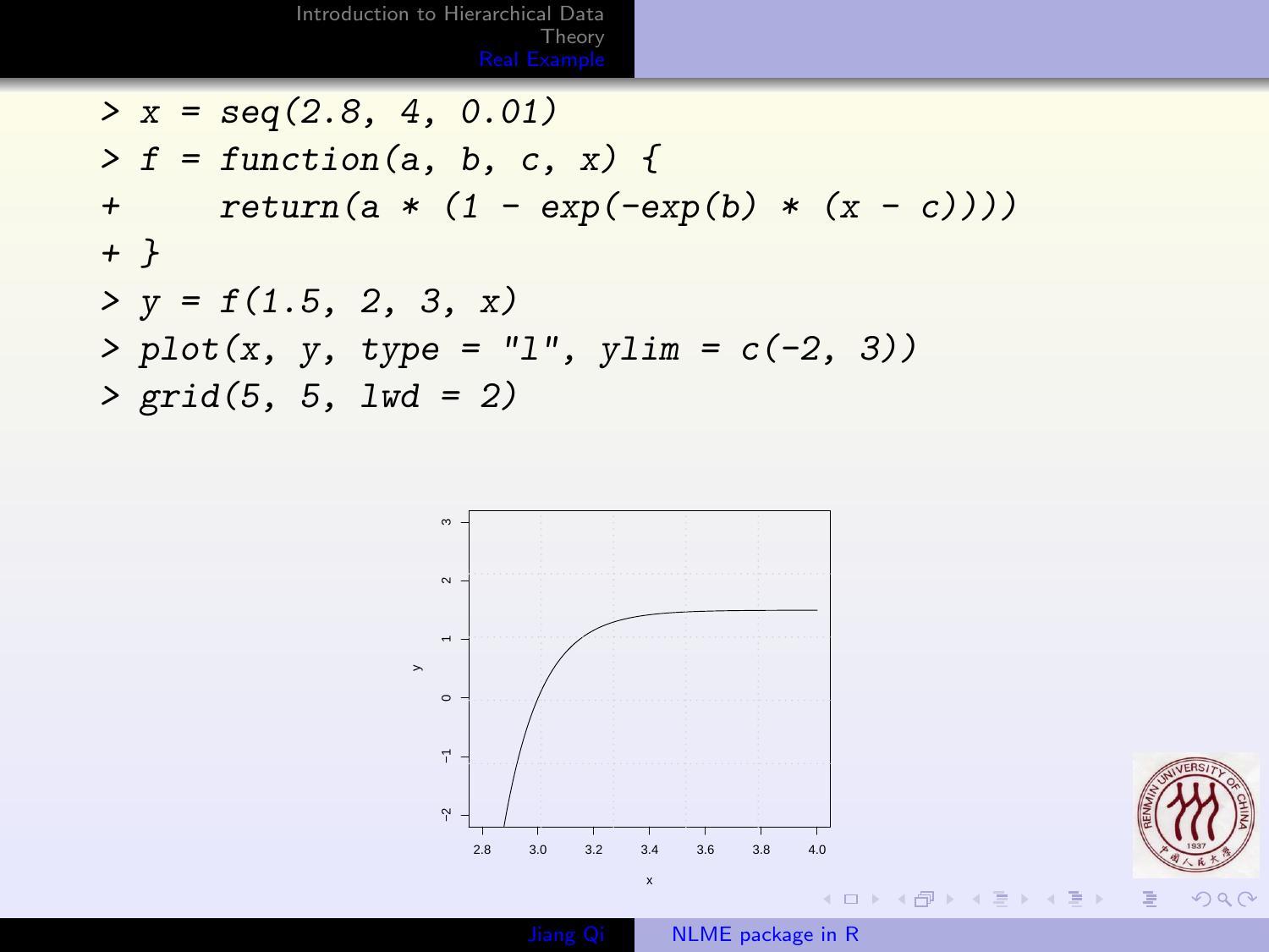```
> x = seq(2.8, 4, 0.01)
> f = function(a, b, c, x) {
+     return(a * (1 - exp(-exp(b) * (x - c))))
+ }
> y = f(1.5, 2, 3, x)
> plot(x, y, type = "l", ylim = c(-2, 3))
> grid(5, 5, lwd = 2)
```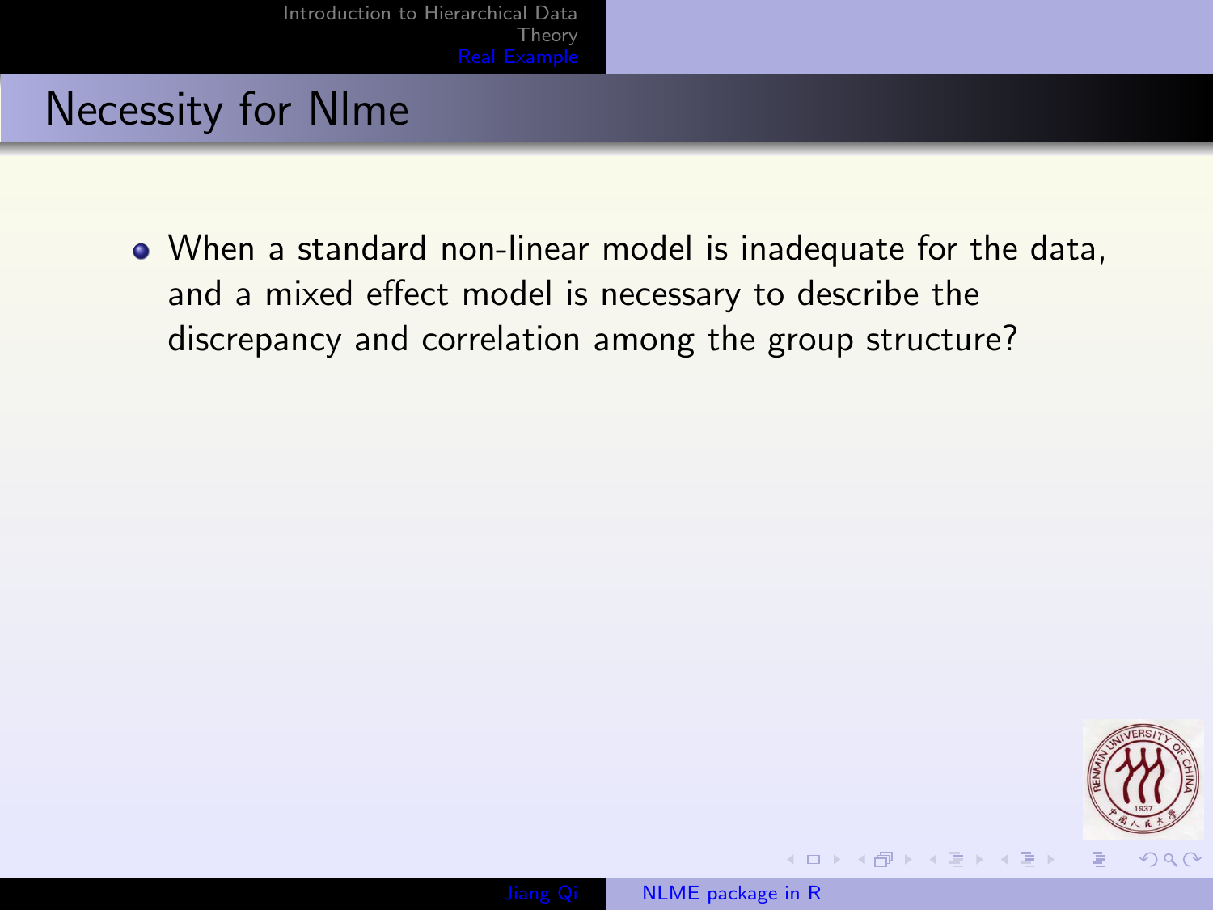# Necessity for Nlme

- When a standard non-linear model is inadequate for the data, and a mixed effect model is necessary to describe the discrepancy and correlation among the group structure?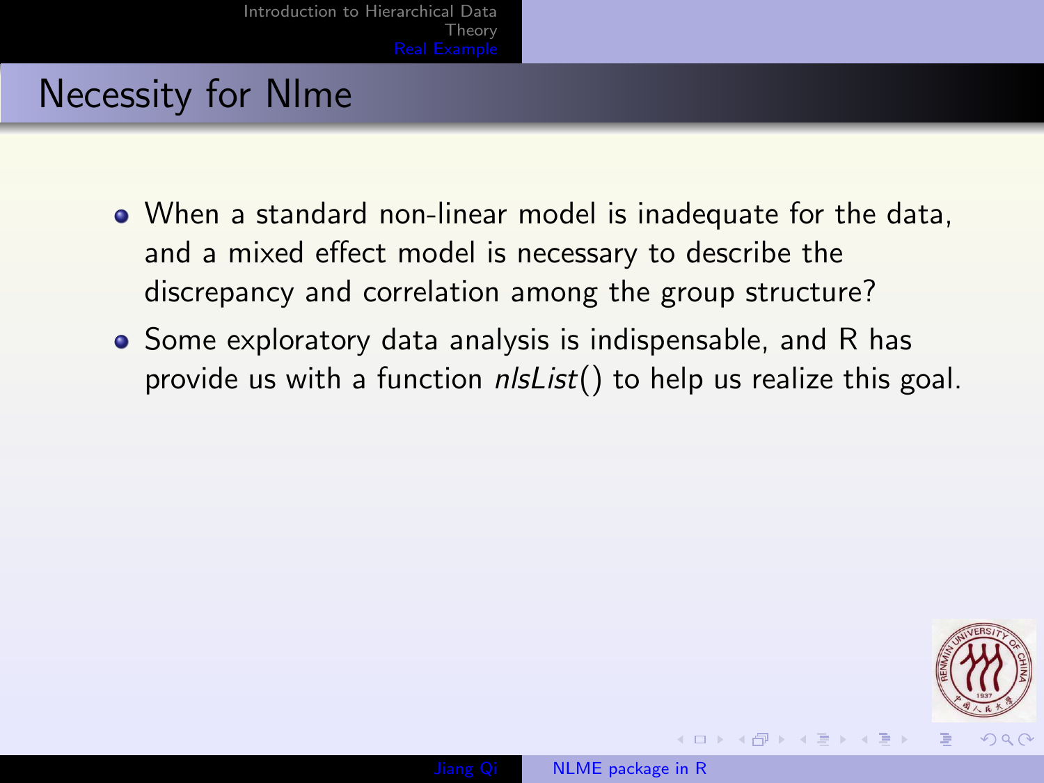# Necessity for Nlme

- When a standard non-linear model is inadequate for the data, and a mixed effect model is necessary to describe the discrepancy and correlation among the group structure?
- Some exploratory data analysis is indispensable, and R has provide us with a function *nlsList*() to help us realize this goal.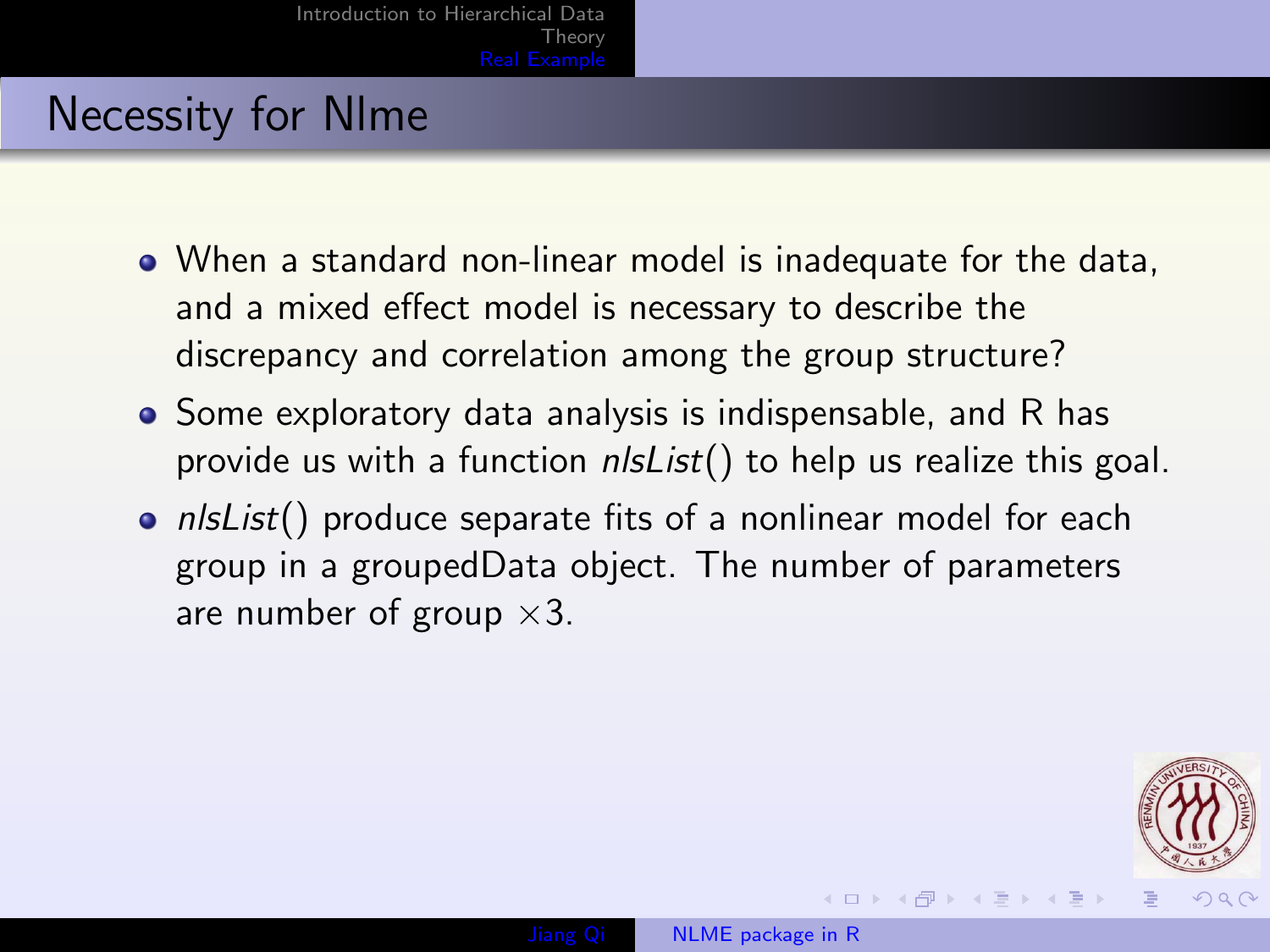## Necessity for Nlme

- When a standard non-linear model is inadequate for the data, and a mixed effect model is necessary to describe the discrepancy and correlation among the group structure?
- Some exploratory data analysis is indispensable, and R has provide us with a function *nlsList*() to help us realize this goal.
- *nlsList*() produce separate fits of a nonlinear model for each group in a groupedData object. The number of parameters are number of group $\times 3$.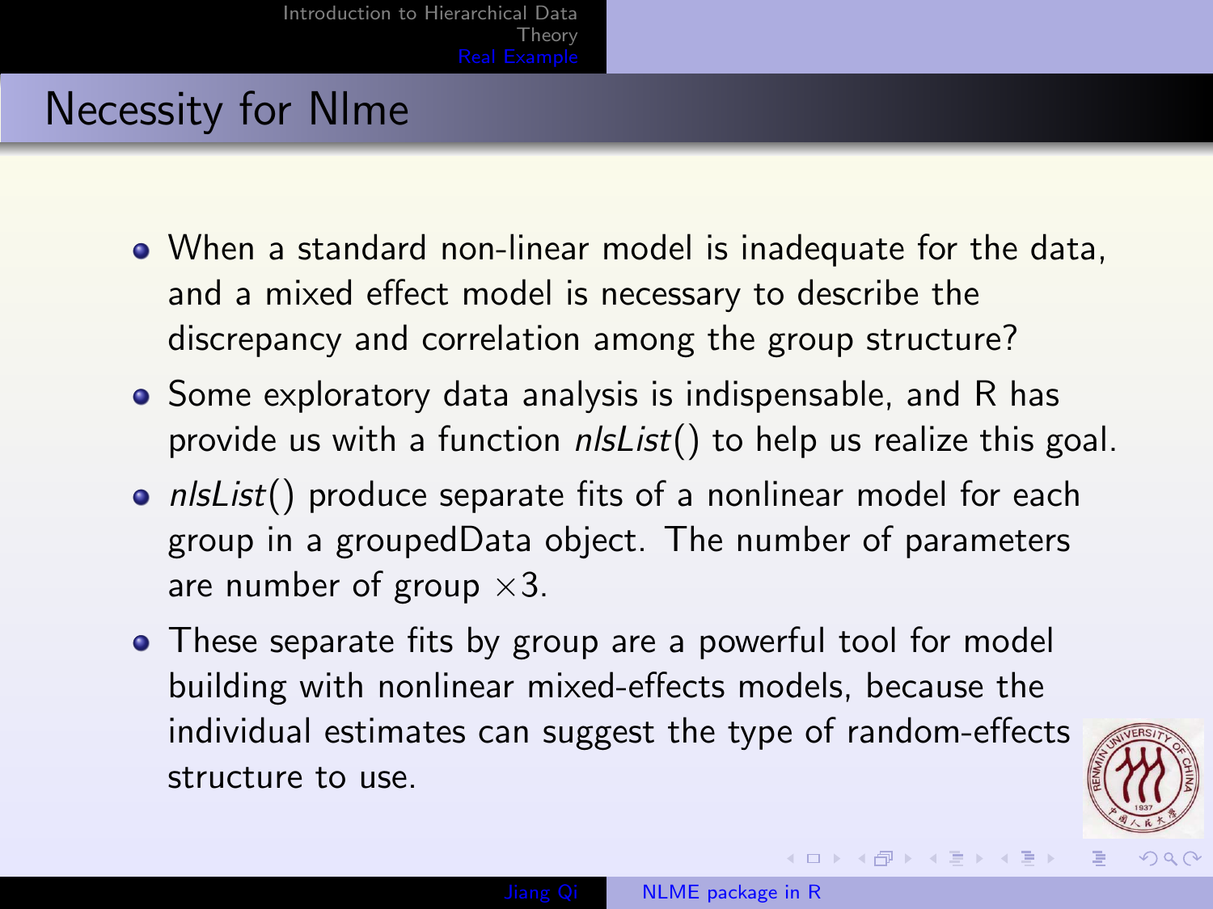# Necessity for Nlme

- When a standard non-linear model is inadequate for the data, and a mixed effect model is necessary to describe the discrepancy and correlation among the group structure?
- Some exploratory data analysis is indispensable, and R has provide us with a function *nlsList*() to help us realize this goal.
- *nlsList*() produce separate fits of a nonlinear model for each group in a groupedData object. The number of parameters are number of group $\times 3$.
- These separate fits by group are a powerful tool for model building with nonlinear mixed-effects models, because the individual estimates can suggest the type of random-effects structure to use.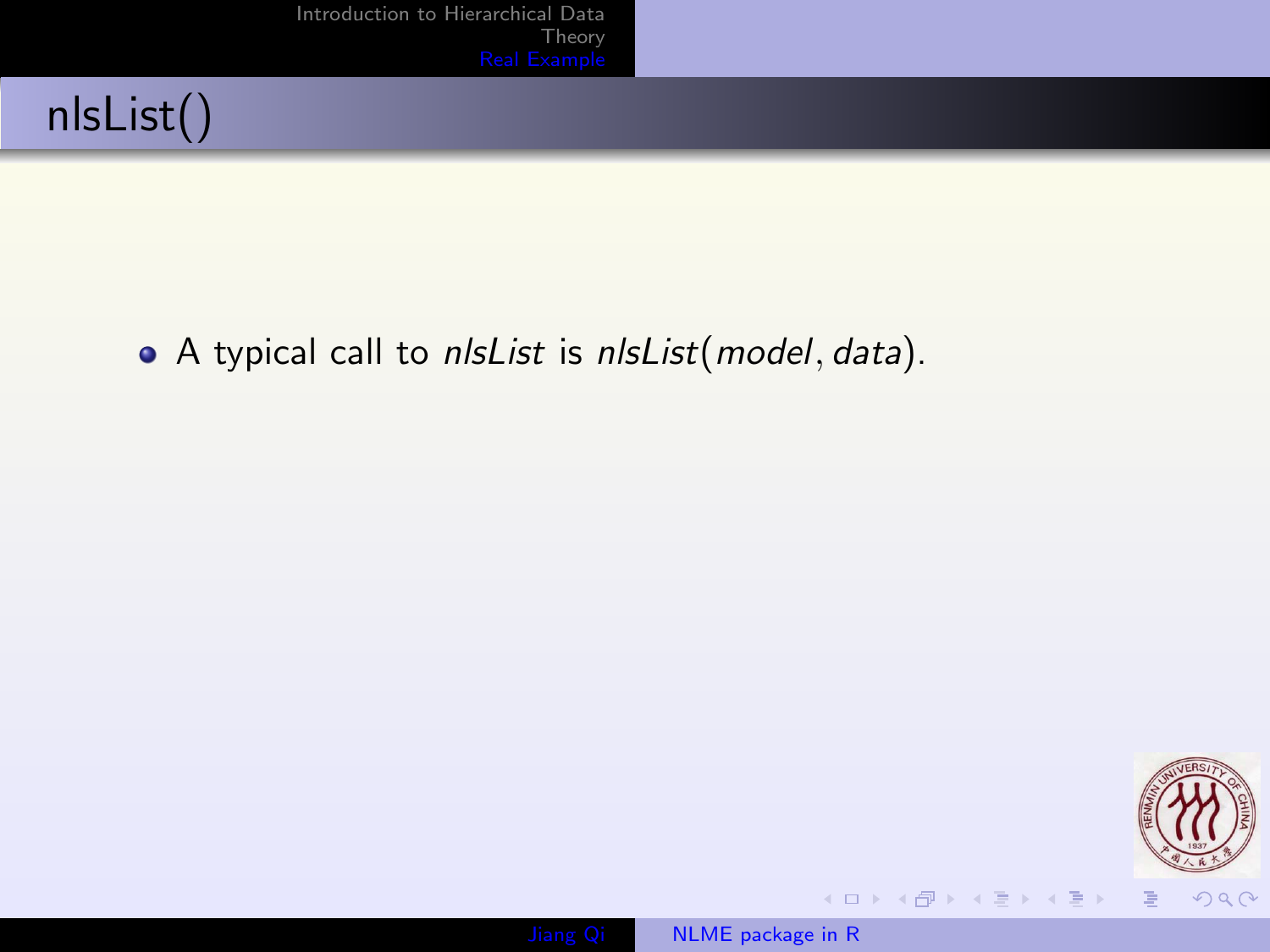# nlsList()

- A typical call to *nlsList* is $nlsList(model, data)$.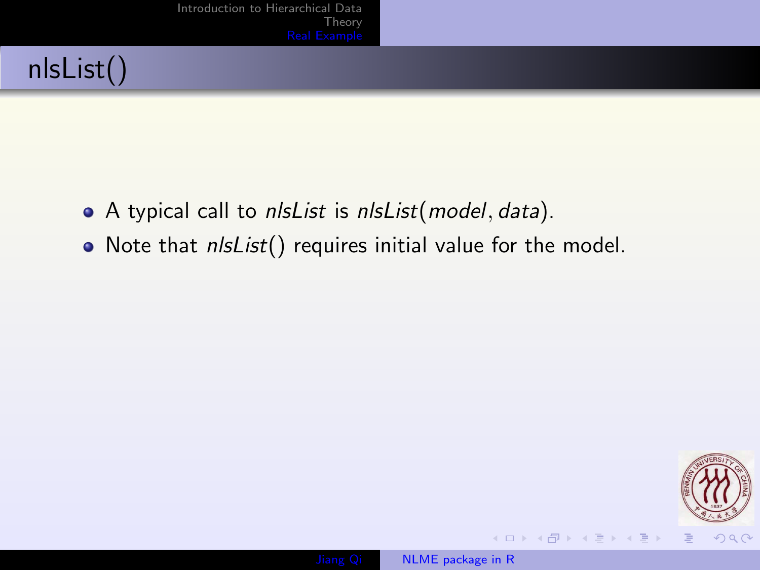# nlsList()

- A typical call to *nlsList* is *nlsList*(*model*, *data*).
- Note that *nlsList*() requires initial value for the model.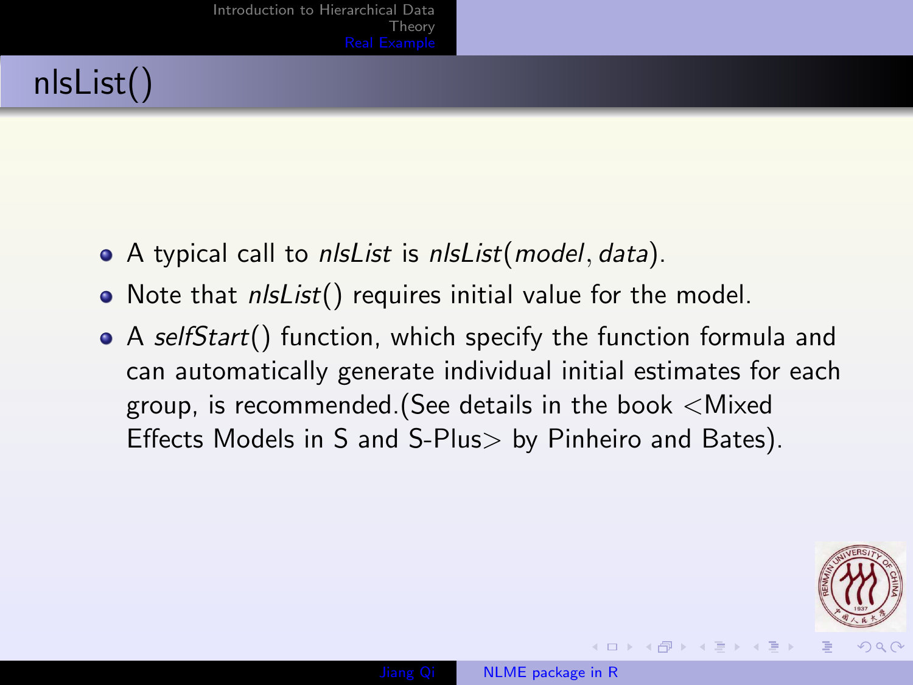# nlsList()

- A typical call to *nlsList* is *nlsList*(*model*, *data*).
- Note that *nlsList*() requires initial value for the model.
- A *selfStart*() function, which specify the function formula and can automatically generate individual initial estimates for each group, is recommended.(See details in the book <Mixed Effects Models in S and S-Plus> by Pinheiro and Bates).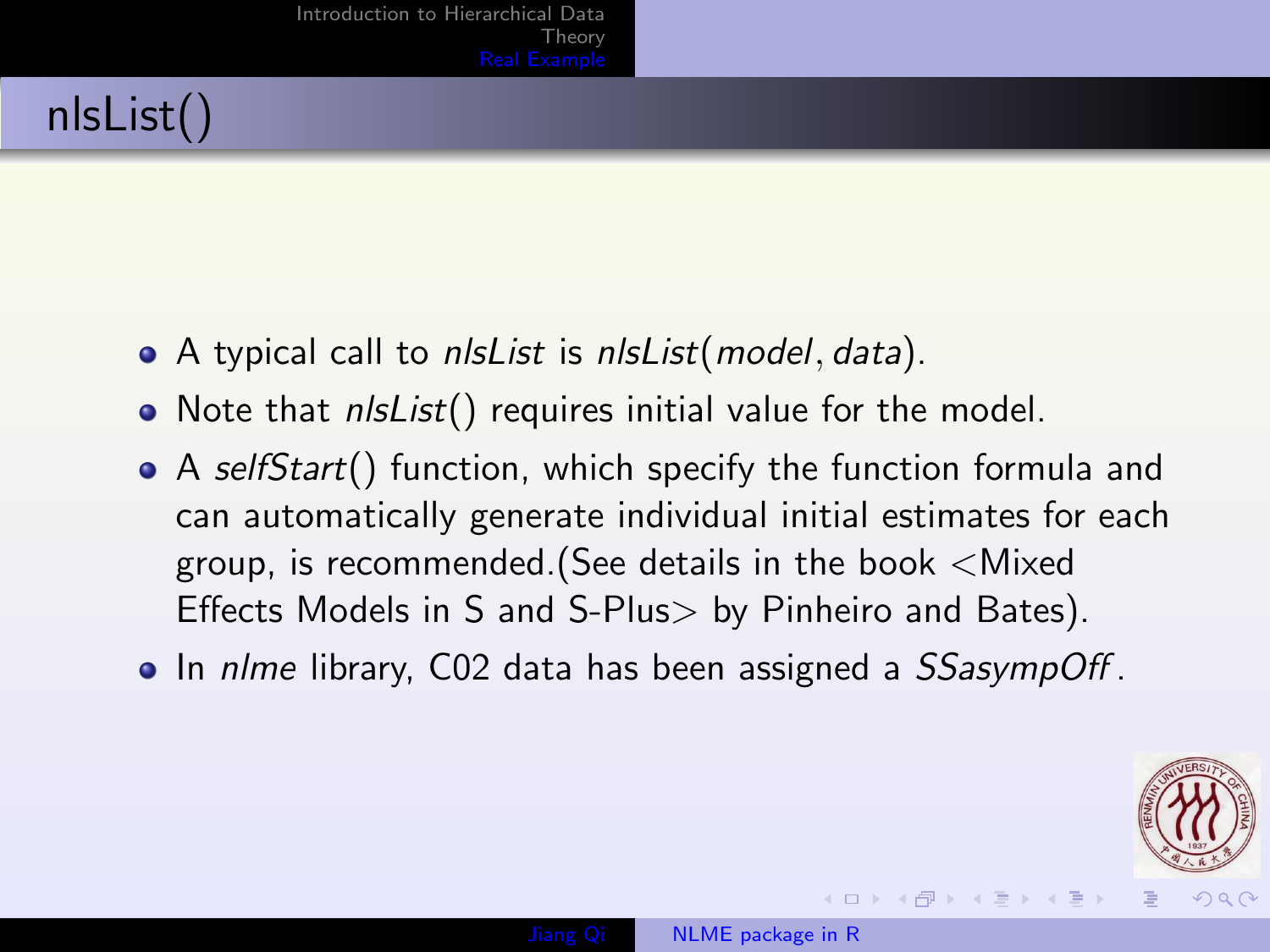# nlsList()

- A typical call to *nlsList* is *nlsList*(*model*, *data*).
- Note that *nlsList*() requires initial value for the model.
- A *selfStart*() function, which specify the function formula and can automatically generate individual initial estimates for each group, is recommended.(See details in the book <Mixed Effects Models in S and S-Plus> by Pinheiro and Bates).
- In *nlme* library, C02 data has been assigned a *SSasympOff*.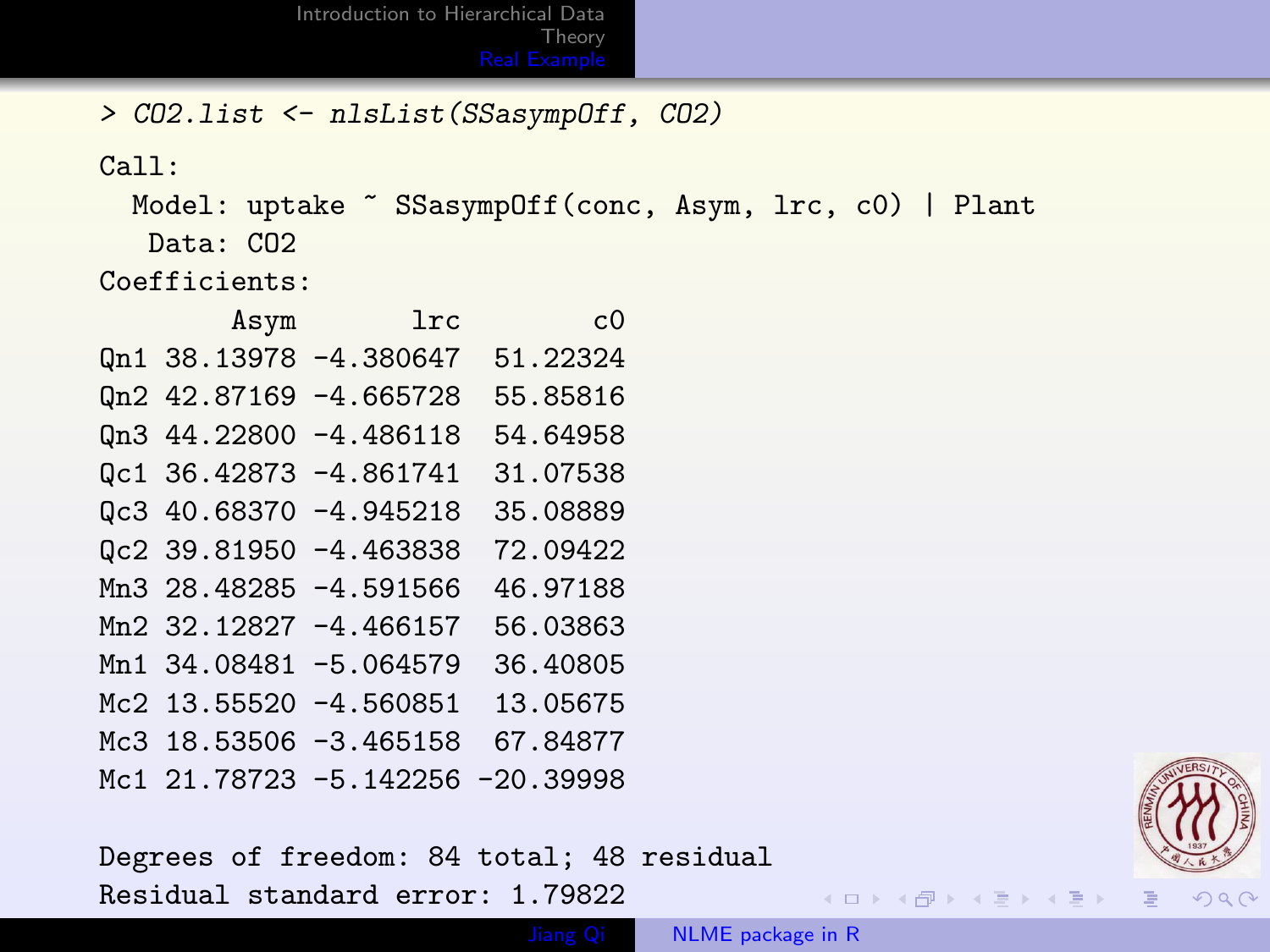```
> CO2.list <- nlsList(SSasympOff, CO2)

Call:
  Model: uptake ~ SSasympOff(conc, Asym, lrc, c0) | Plant
   Data: CO2
Coefficients:
        Asym       lrc        c0
Qn1 38.13978 -4.380647  51.22324
Qn2 42.87169 -4.665728  55.85816
Qn3 44.22800 -4.486118  54.64958
Qc1 36.42873 -4.861741  31.07538
Qc3 40.68370 -4.945218  35.08889
Qc2 39.81950 -4.463838  72.09422
Mn3 28.48285 -4.591566  46.97188
Mn2 32.12827 -4.466157  56.03863
Mn1 34.08481 -5.064579  36.40805
Mc2 13.55520 -4.560851  13.05675
Mc3 18.53506 -3.465158  67.84877
Mc1 21.78723 -5.142256 -20.39998

Degrees of freedom: 84 total; 48 residual
Residual standard error: 1.79822
```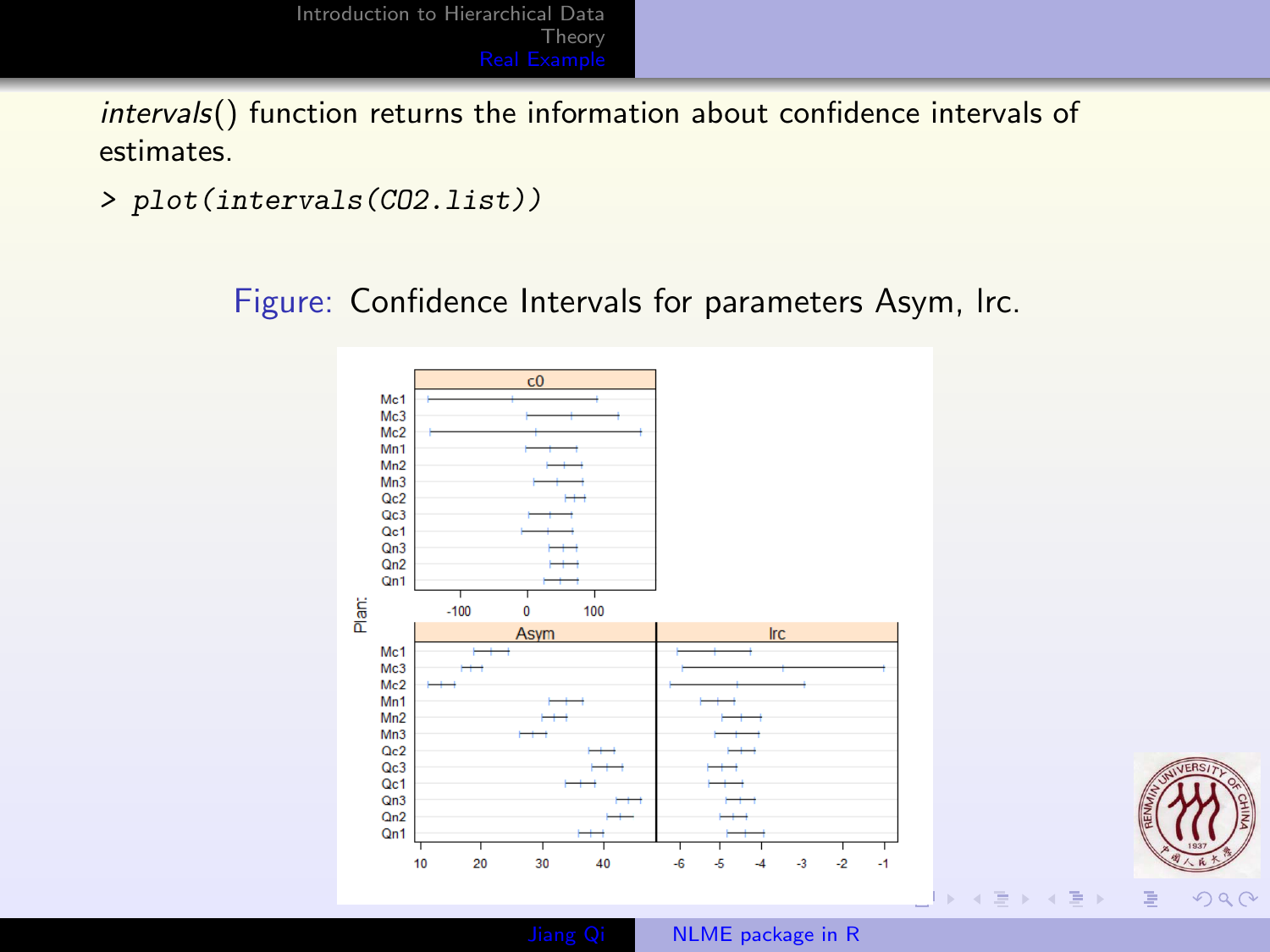*intervals*() function returns the information about confidence intervals of estimates.

```
> plot(intervals(CO2.list))
```

Figure: Confidence Intervals for parameters Asym, lrc.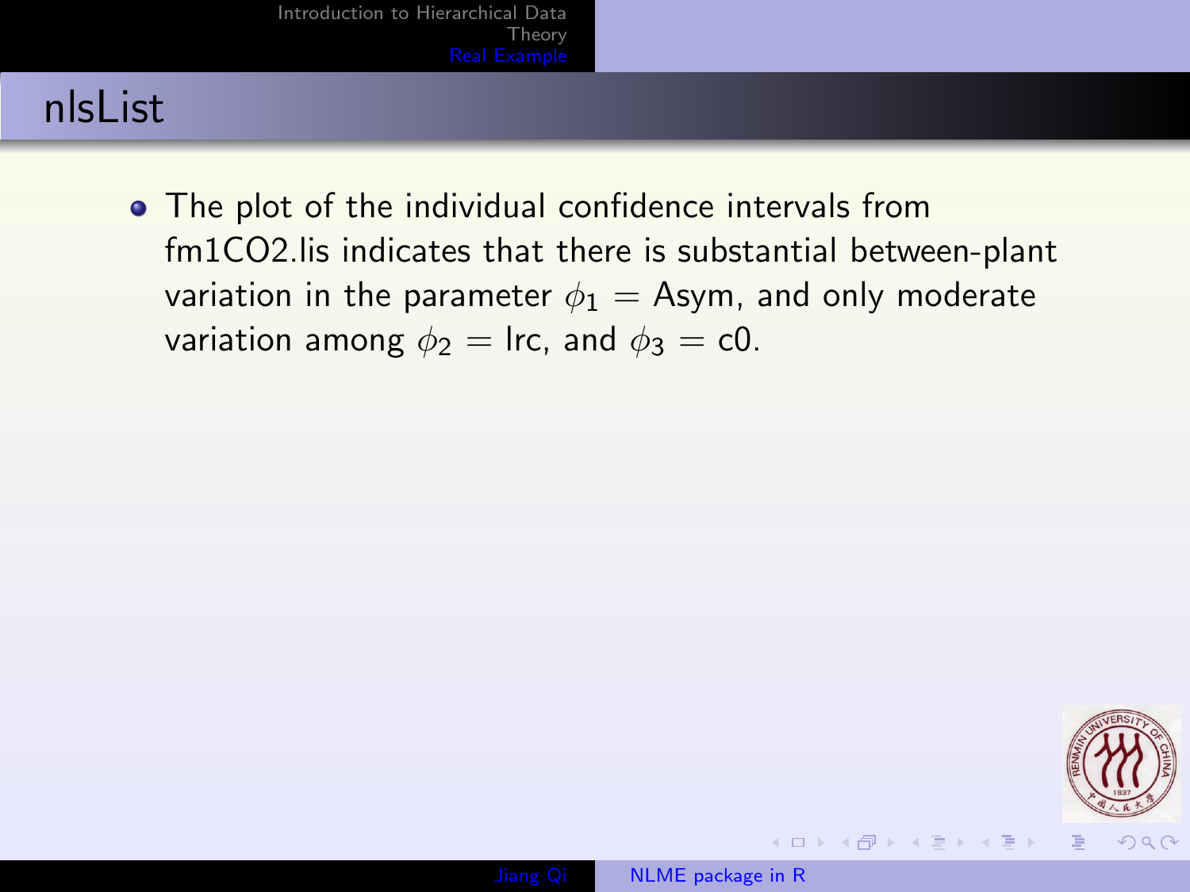## nlsList

- The plot of the individual confidence intervals from fm1CO2.lis indicates that there is substantial between-plant variation in the parameter $\phi_1$ = Asym, and only moderate variation among $\phi_2$ = lrc, and $\phi_3$ = c0.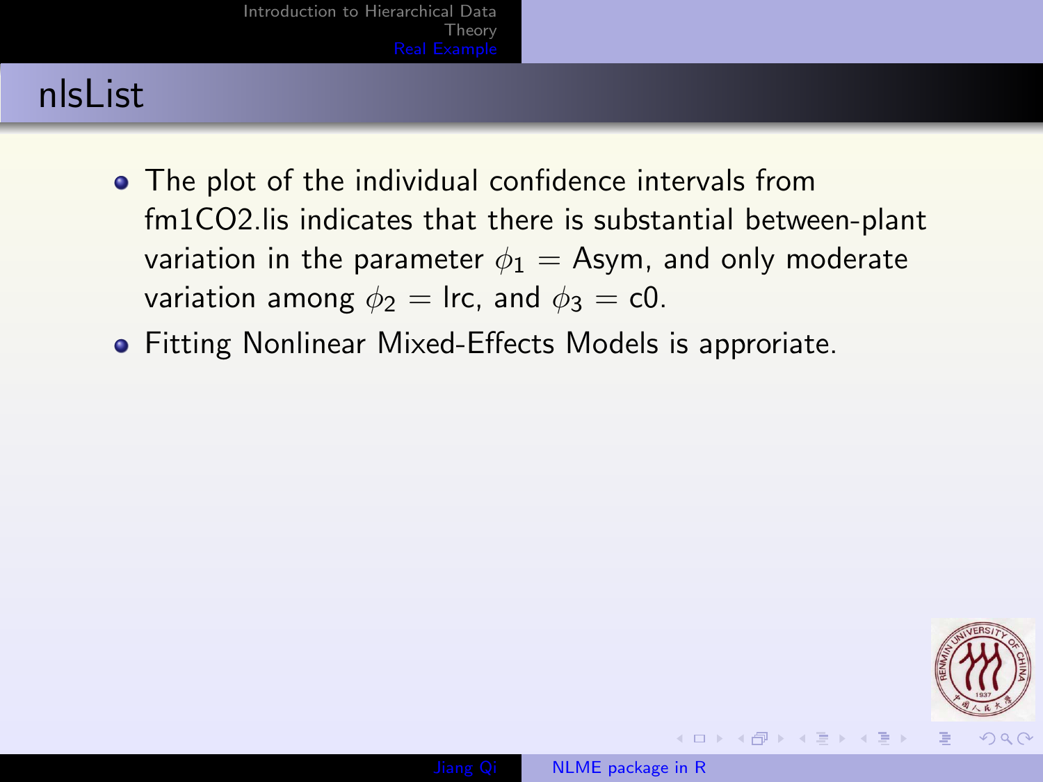## nlsList

- The plot of the individual confidence intervals from fm1CO2.lis indicates that there is substantial between-plant variation in the parameter $\phi_1 = \text{Asym}$, and only moderate variation among $\phi_2 = \text{lrc}$, and $\phi_3 = \text{c0}$.
- Fitting Nonlinear Mixed-Effects Models is approriate.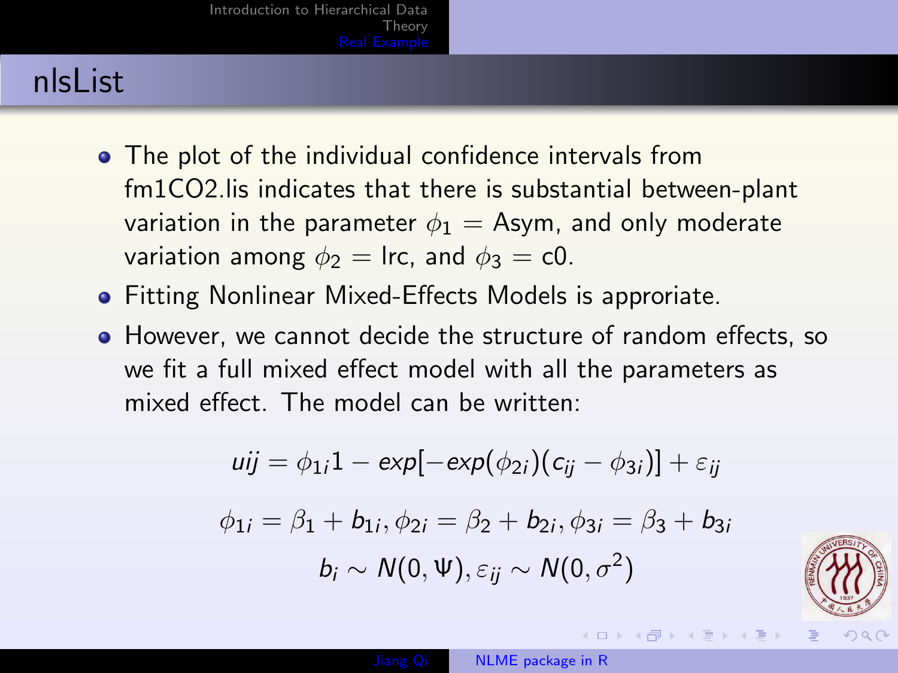# nlsList

- The plot of the individual confidence intervals from fm1CO2.lis indicates that there is substantial between-plant variation in the parameter $\phi_1 =$ Asym, and only moderate variation among $\phi_2 =$ lrc, and $\phi_3 =$ c0.
- Fitting Nonlinear Mixed-Effects Models is approriate.
- However, we cannot decide the structure of random effects, so we fit a full mixed effect model with all the parameters as mixed effect. The model can be written:

$$uij = \phi_{1i} 1 - exp[-exp(\phi_{2i})(c_{ij} - \phi_{3i})] + \varepsilon_{ij}$$

$$\phi_{1i} = \beta_1 + b_{1i}, \phi_{2i} = \beta_2 + b_{2i}, \phi_{3i} = \beta_3 + b_{3i}$$

$$b_i \sim N(0, \Psi), \varepsilon_{ij} \sim N(0, \sigma^2)$$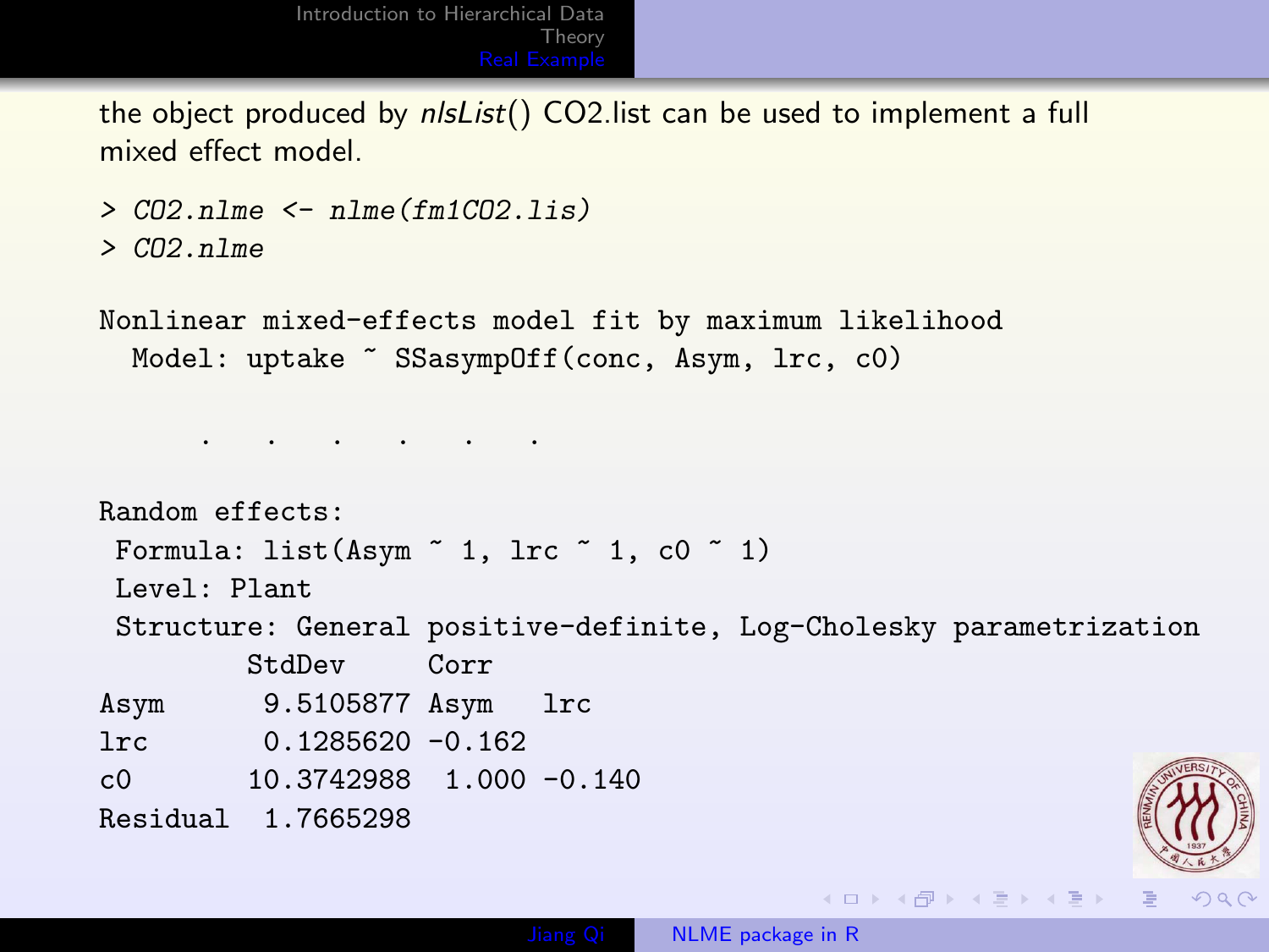the object produced by *nlsList*() CO2.list can be used to implement a full mixed effect model.

```
> CO2.nlme <- nlme(fm1CO2.lis)
> CO2.nlme

Nonlinear mixed-effects model fit by maximum likelihood
  Model: uptake ~ SSasympOff(conc, Asym, lrc, c0)


      .    .    .    .    .    .

Random effects:
 Formula: list(Asym ~ 1, lrc ~ 1, c0 ~ 1)
 Level: Plant
 Structure: General positive-definite, Log-Cholesky parametrization
         StdDev     Corr
Asym      9.5105877 Asym   lrc
lrc       0.1285620 -0.162
c0       10.3742988  1.000 -0.140
Residual  1.7665298
```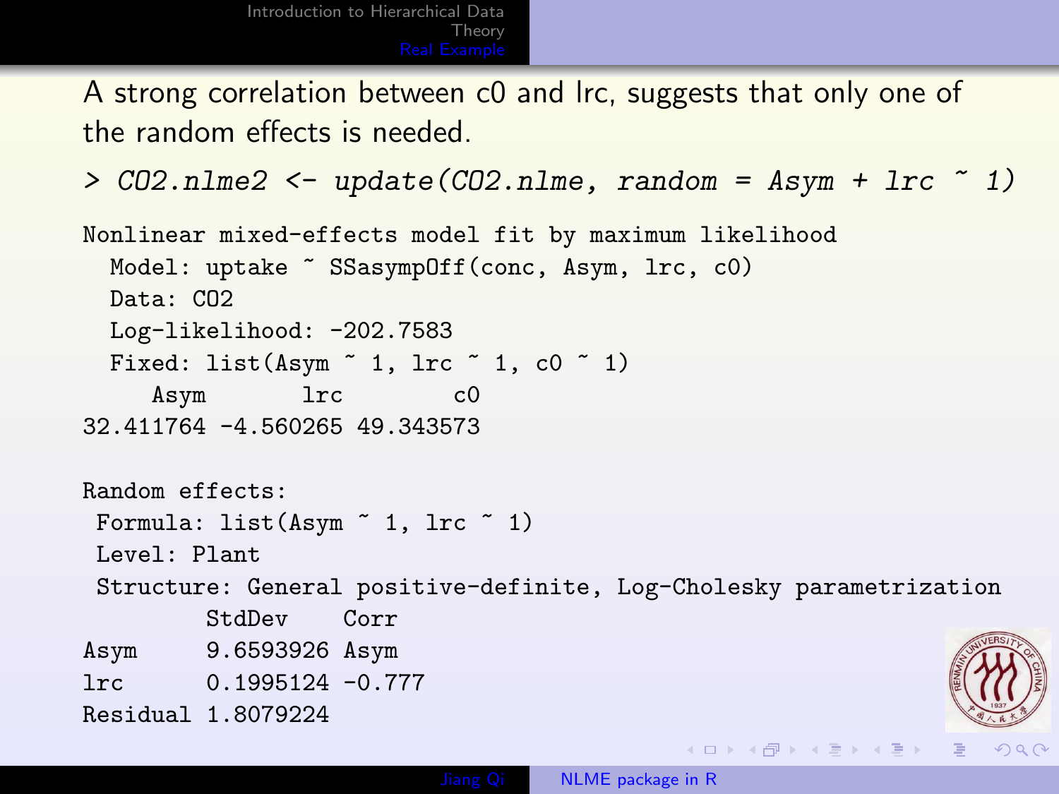A strong correlation between c0 and lrc, suggests that only one of the random effects is needed.

```
> CO2.nlme2 <- update(CO2.nlme, random = Asym + lrc ~ 1)
```

```
Nonlinear mixed-effects model fit by maximum likelihood
  Model: uptake ~ SSasympOff(conc, Asym, lrc, c0)
  Data: CO2
  Log-likelihood: -202.7583
  Fixed: list(Asym ~ 1, lrc ~ 1, c0 ~ 1)
     Asym       lrc        c0
32.411764 -4.560265 49.343573

Random effects:
 Formula: list(Asym ~ 1, lrc ~ 1)
 Level: Plant
 Structure: General positive-definite, Log-Cholesky parametrization
         StdDev    Corr
Asym     9.6593926 Asym
lrc      0.1995124 -0.777
Residual 1.8079224
```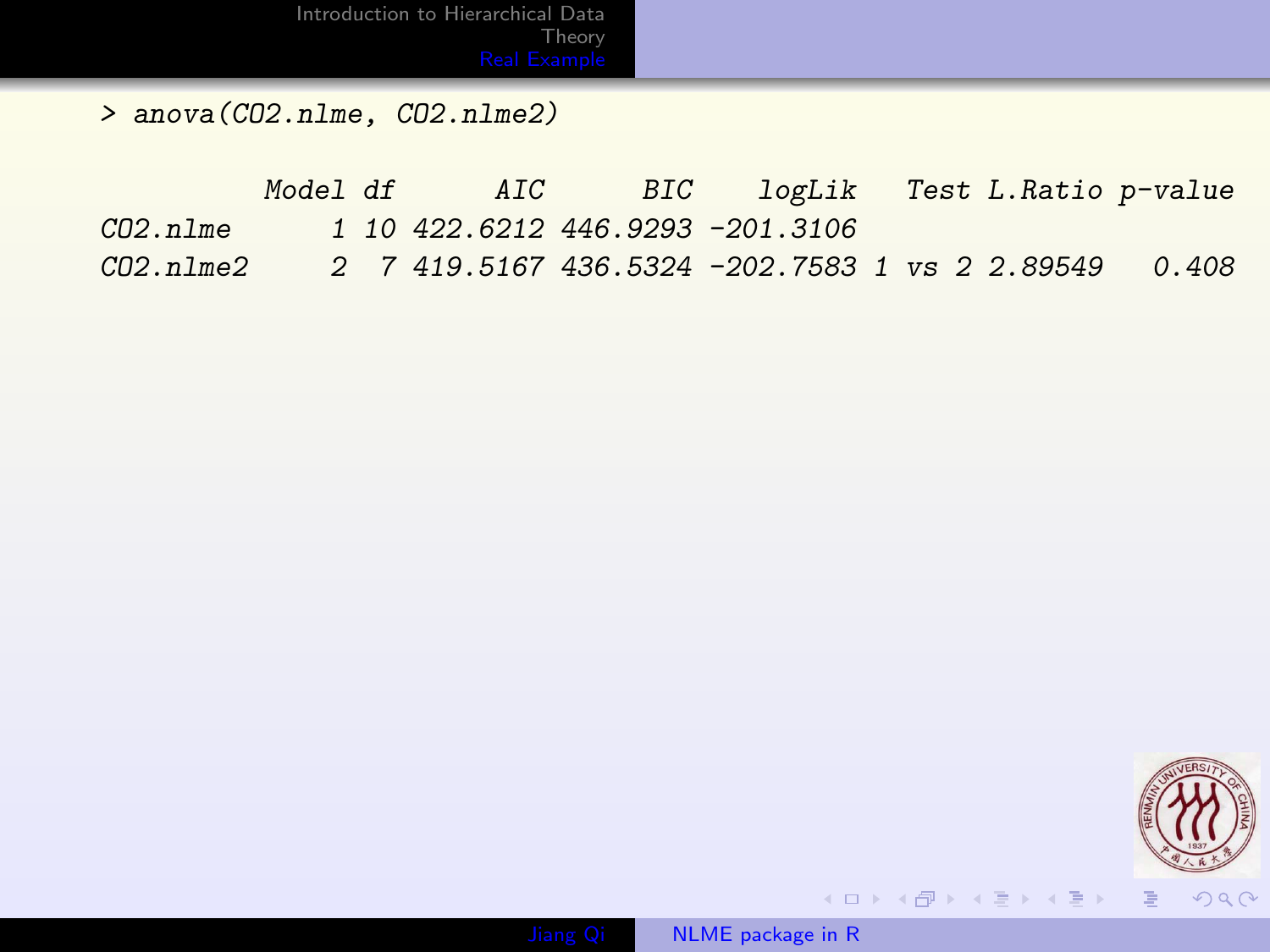```
> anova(CO2.nlme, CO2.nlme2)

          Model df      AIC      BIC    logLik   Test L.Ratio p-value
CO2.nlme      1 10 422.6212 446.9293 -201.3106
CO2.nlme2     2  7 419.5167 436.5324 -202.7583 1 vs 2 2.89549   0.408
```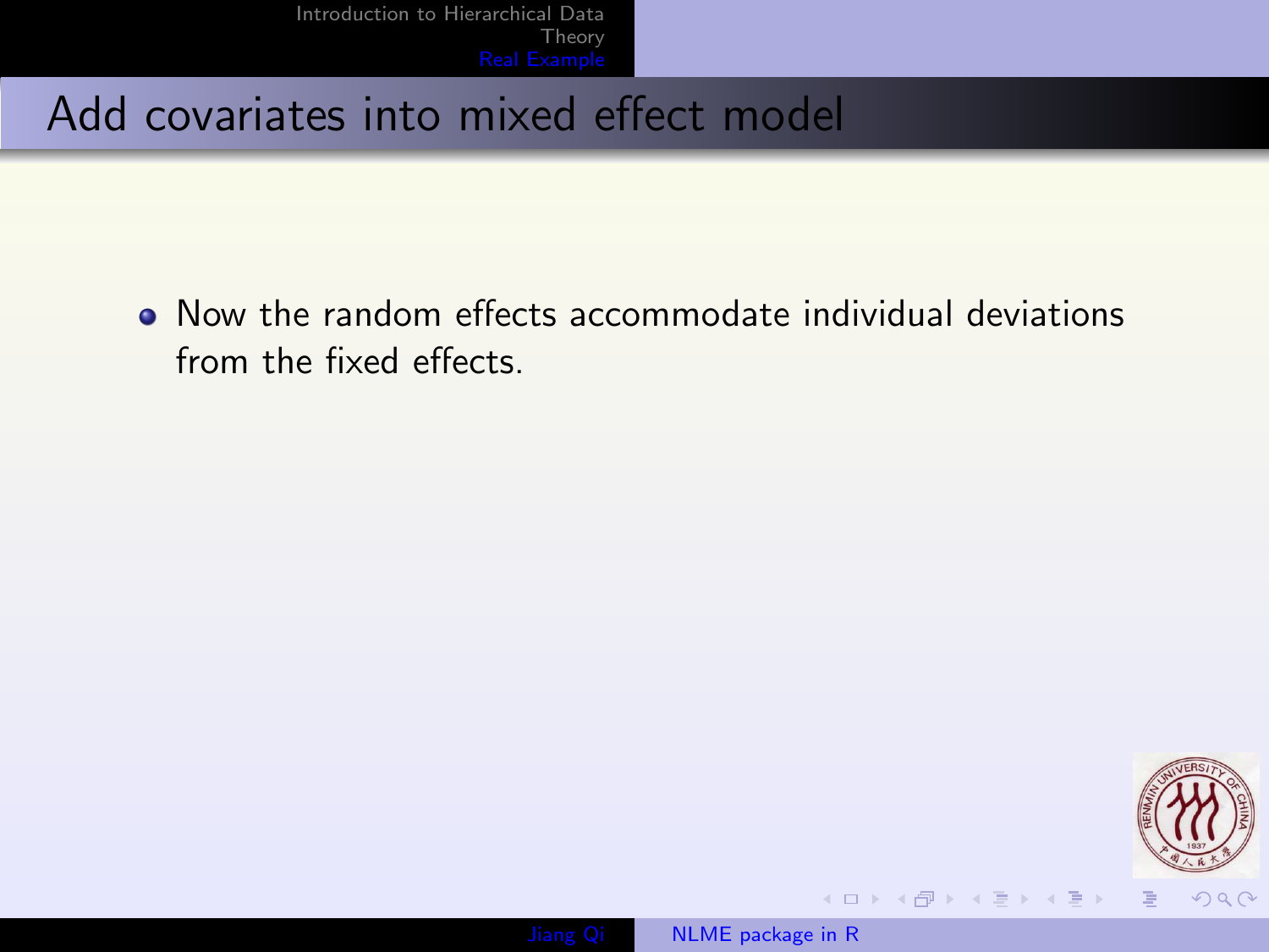# Add covariates into mixed effect model

- Now the random effects accommodate individual deviations from the fixed effects.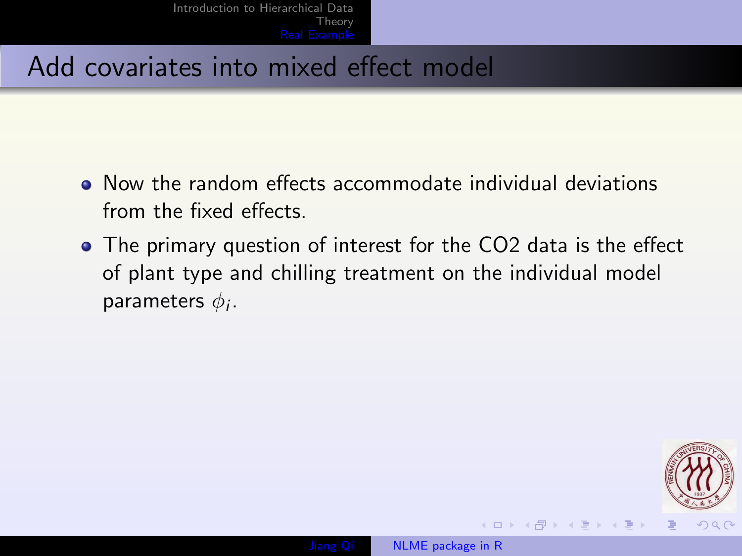## Add covariates into mixed effect model

- Now the random effects accommodate individual deviations from the fixed effects.
- The primary question of interest for the CO2 data is the effect of plant type and chilling treatment on the individual model parameters $\phi_i$.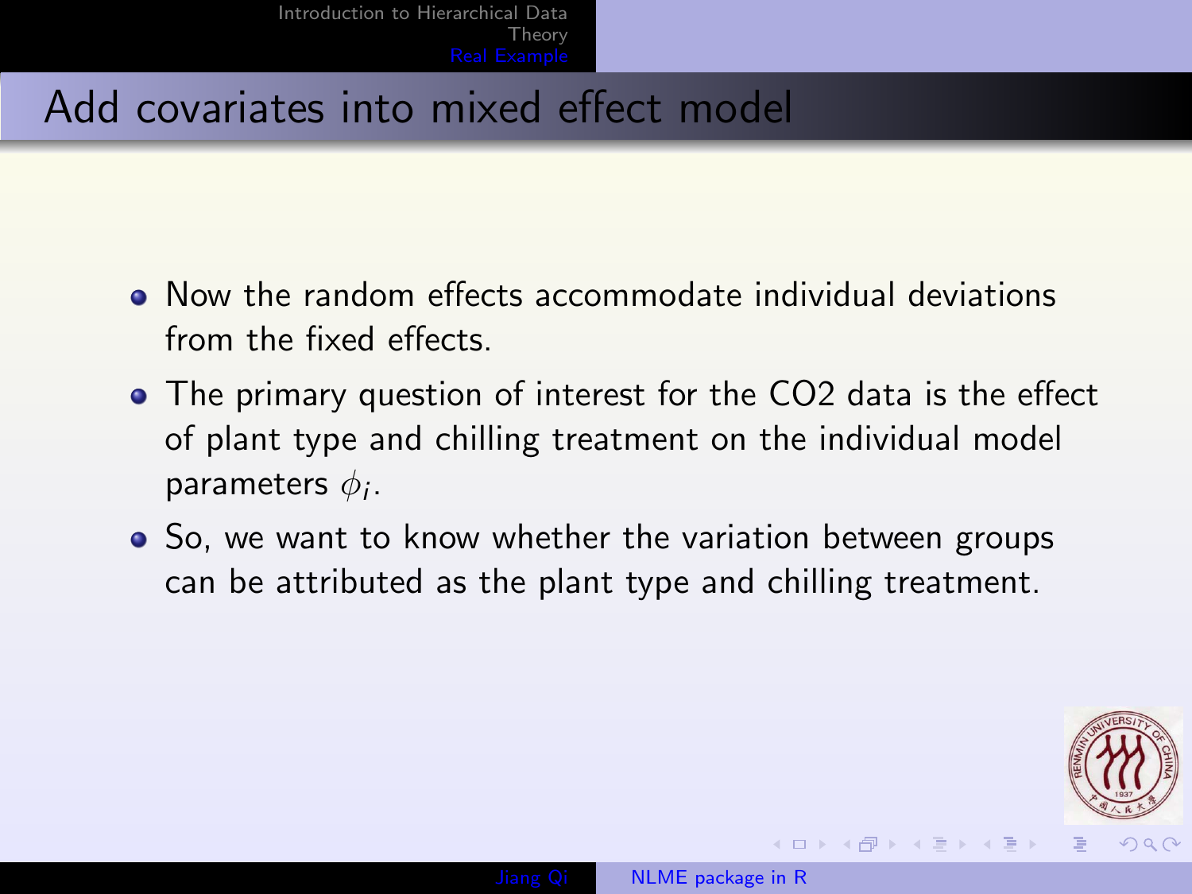# Add covariates into mixed effect model

- Now the random effects accommodate individual deviations from the fixed effects.
- The primary question of interest for the CO2 data is the effect of plant type and chilling treatment on the individual model parameters $\phi_i$.
- So, we want to know whether the variation between groups can be attributed as the plant type and chilling treatment.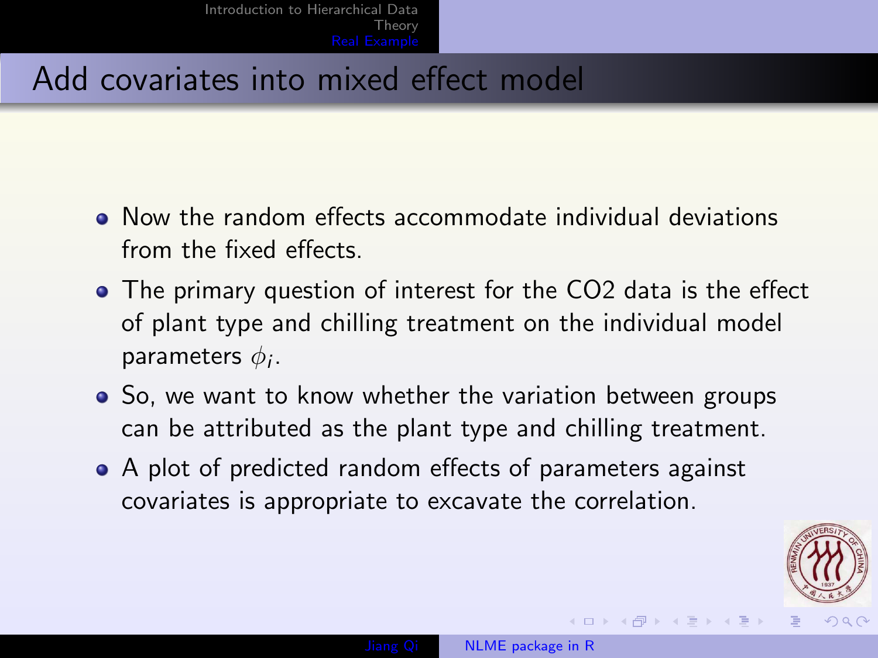# Add covariates into mixed effect model

- Now the random effects accommodate individual deviations from the fixed effects.
- The primary question of interest for the CO2 data is the effect of plant type and chilling treatment on the individual model parameters $\phi_i$.
- So, we want to know whether the variation between groups can be attributed as the plant type and chilling treatment.
- A plot of predicted random effects of parameters against covariates is appropriate to excavate the correlation.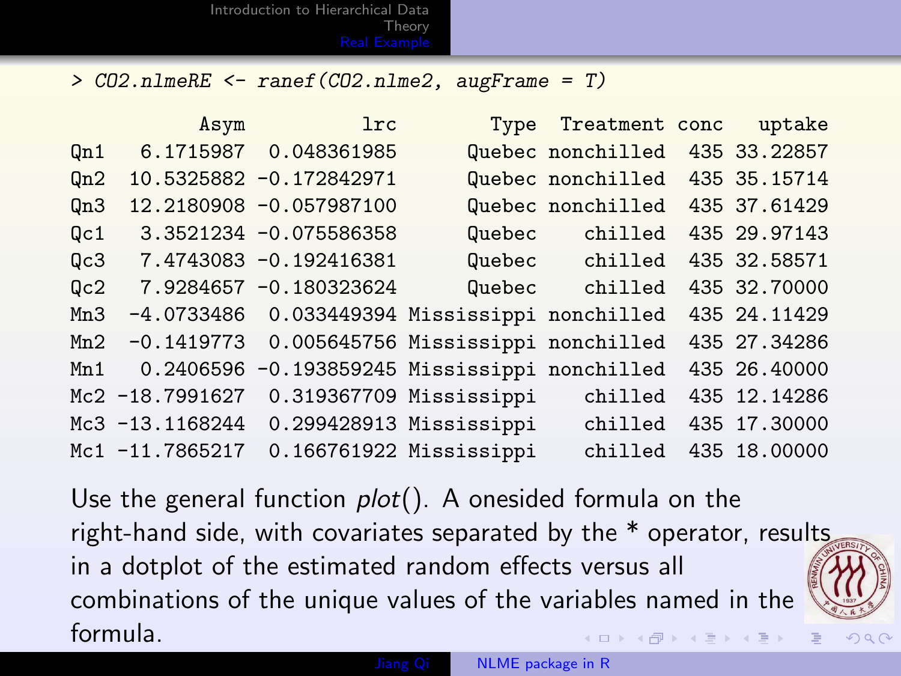```
> CO2.nlmeRE <- ranef(CO2.nlme2, augFrame = T)

           Asym          lrc        Type  Treatment conc   uptake
Qn1   6.1715987  0.048361985      Quebec nonchilled  435 33.22857
Qn2  10.5325882 -0.172842971      Quebec nonchilled  435 35.15714
Qn3  12.2180908 -0.057987100      Quebec nonchilled  435 37.61429
Qc1   3.3521234 -0.075586358      Quebec    chilled  435 29.97143
Qc3   7.4743083 -0.192416381      Quebec    chilled  435 32.58571
Qc2   7.9284657 -0.180323624      Quebec    chilled  435 32.70000
Mn3  -4.0733486  0.033449394 Mississippi nonchilled  435 24.11429
Mn2  -0.1419773  0.005645756 Mississippi nonchilled  435 27.34286
Mn1   0.2406596 -0.193859245 Mississippi nonchilled  435 26.40000
Mc2 -18.7991627  0.319367709 Mississippi    chilled  435 12.14286
Mc3 -13.1168244  0.299428913 Mississippi    chilled  435 17.30000
Mc1 -11.7865217  0.166761922 Mississippi    chilled  435 18.00000
```

Use the general function *plot*(). A onesided formula on the right-hand side, with covariates separated by the * operator, results in a dotplot of the estimated random effects versus all combinations of the unique values of the variables named in the formula.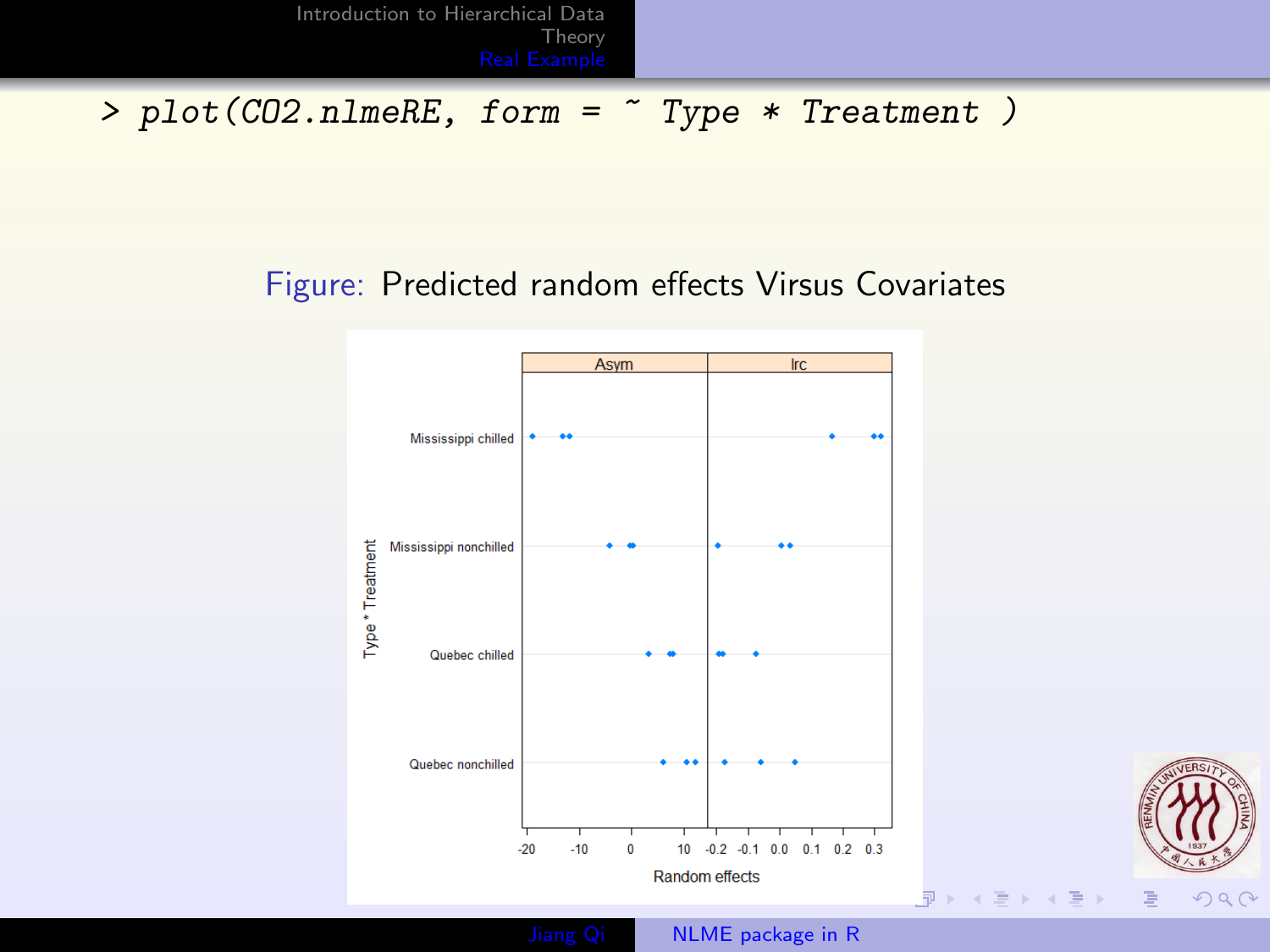```
> plot(CO2.nlmeRE, form = ~ Type * Treatment )
```

Figure: Predicted random effects Virsus Covariates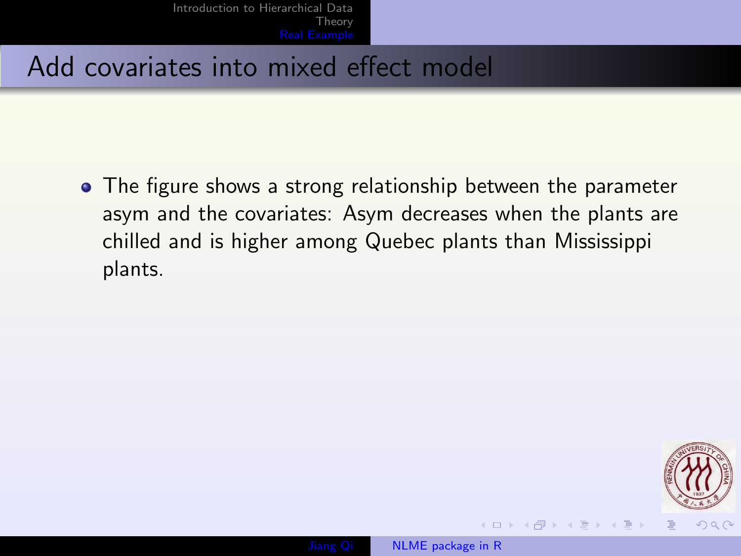# Add covariates into mixed effect model

- The figure shows a strong relationship between the parameter asym and the covariates: Asym decreases when the plants are chilled and is higher among Quebec plants than Mississippi plants.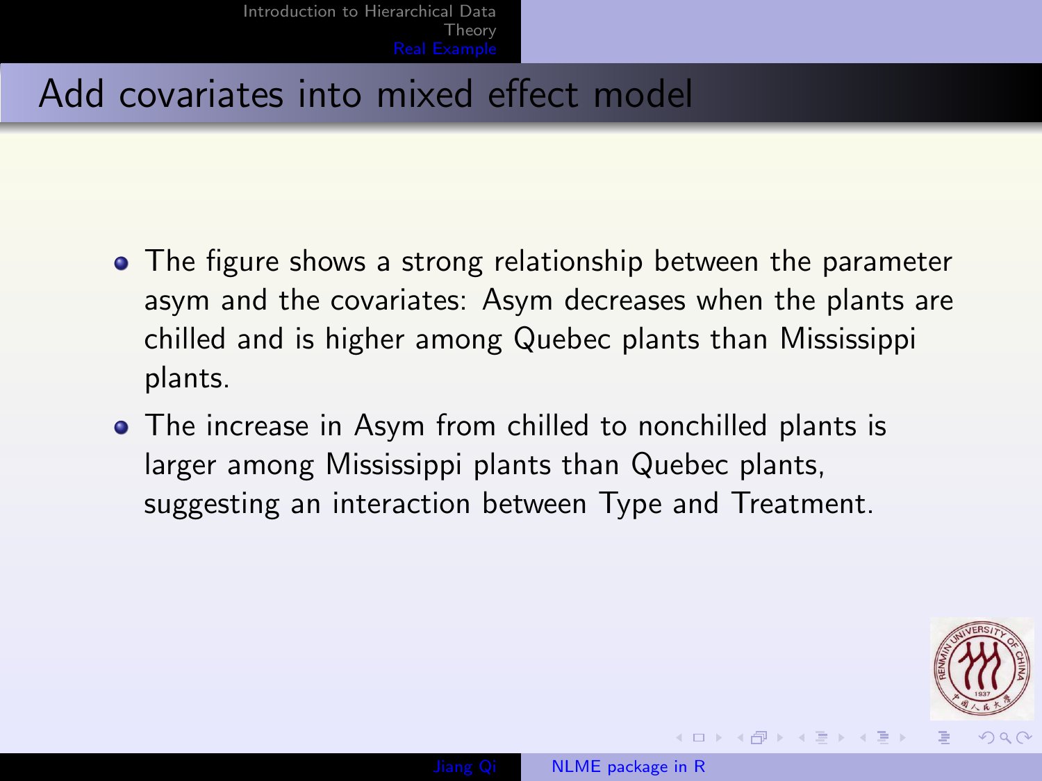# Add covariates into mixed effect model

- The figure shows a strong relationship between the parameter asym and the covariates: Asym decreases when the plants are chilled and is higher among Quebec plants than Mississippi plants.
- The increase in Asym from chilled to nonchilled plants is larger among Mississippi plants than Quebec plants, suggesting an interaction between Type and Treatment.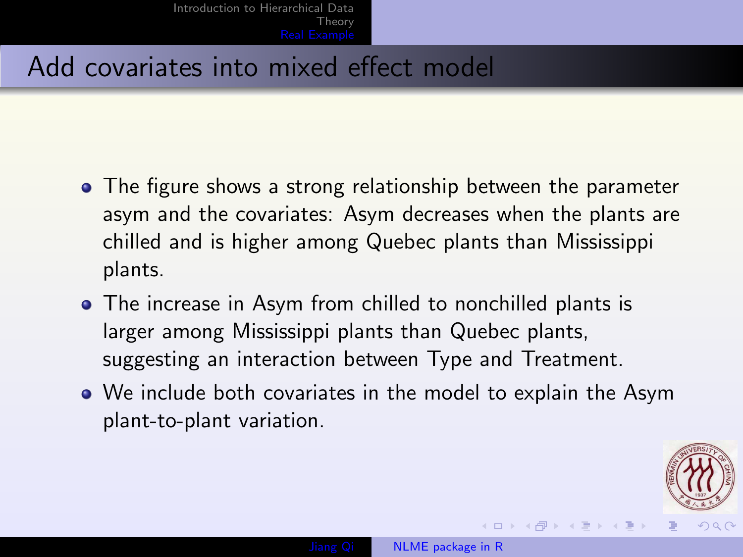## Add covariates into mixed effect model

- The figure shows a strong relationship between the parameter asym and the covariates: Asym decreases when the plants are chilled and is higher among Quebec plants than Mississippi plants.
- The increase in Asym from chilled to nonchilled plants is larger among Mississippi plants than Quebec plants, suggesting an interaction between Type and Treatment.
- We include both covariates in the model to explain the Asym plant-to-plant variation.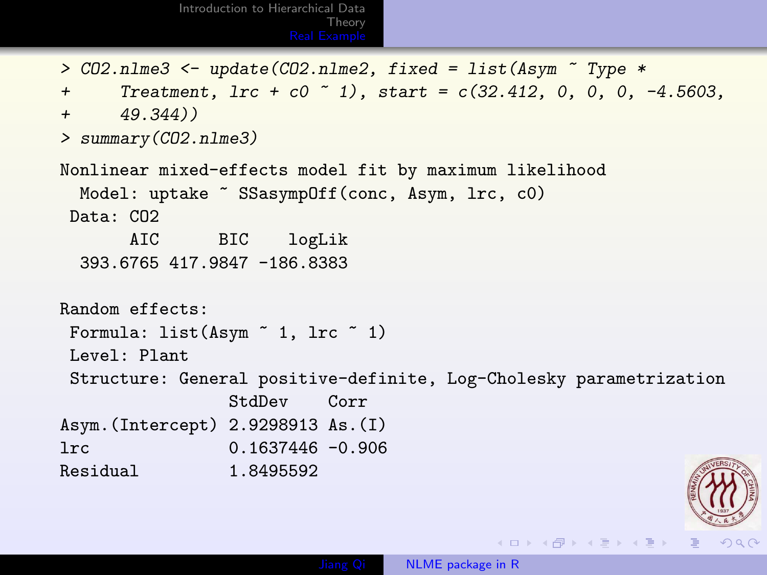```
> CO2.nlme3 <- update(CO2.nlme2, fixed = list(Asym ~ Type *
+     Treatment, lrc + c0 ~ 1), start = c(32.412, 0, 0, 0, -4.5603,
+     49.344))
> summary(CO2.nlme3)

Nonlinear mixed-effects model fit by maximum likelihood
  Model: uptake ~ SSasympOff(conc, Asym, lrc, c0)
 Data: CO2
       AIC      BIC    logLik
  393.6765 417.9847 -186.8383

Random effects:
 Formula: list(Asym ~ 1, lrc ~ 1)
 Level: Plant
 Structure: General positive-definite, Log-Cholesky parametrization
                StdDev    Corr
Asym.(Intercept) 2.9298913 As.(I)
lrc              0.1637446 -0.906
Residual         1.8495592
```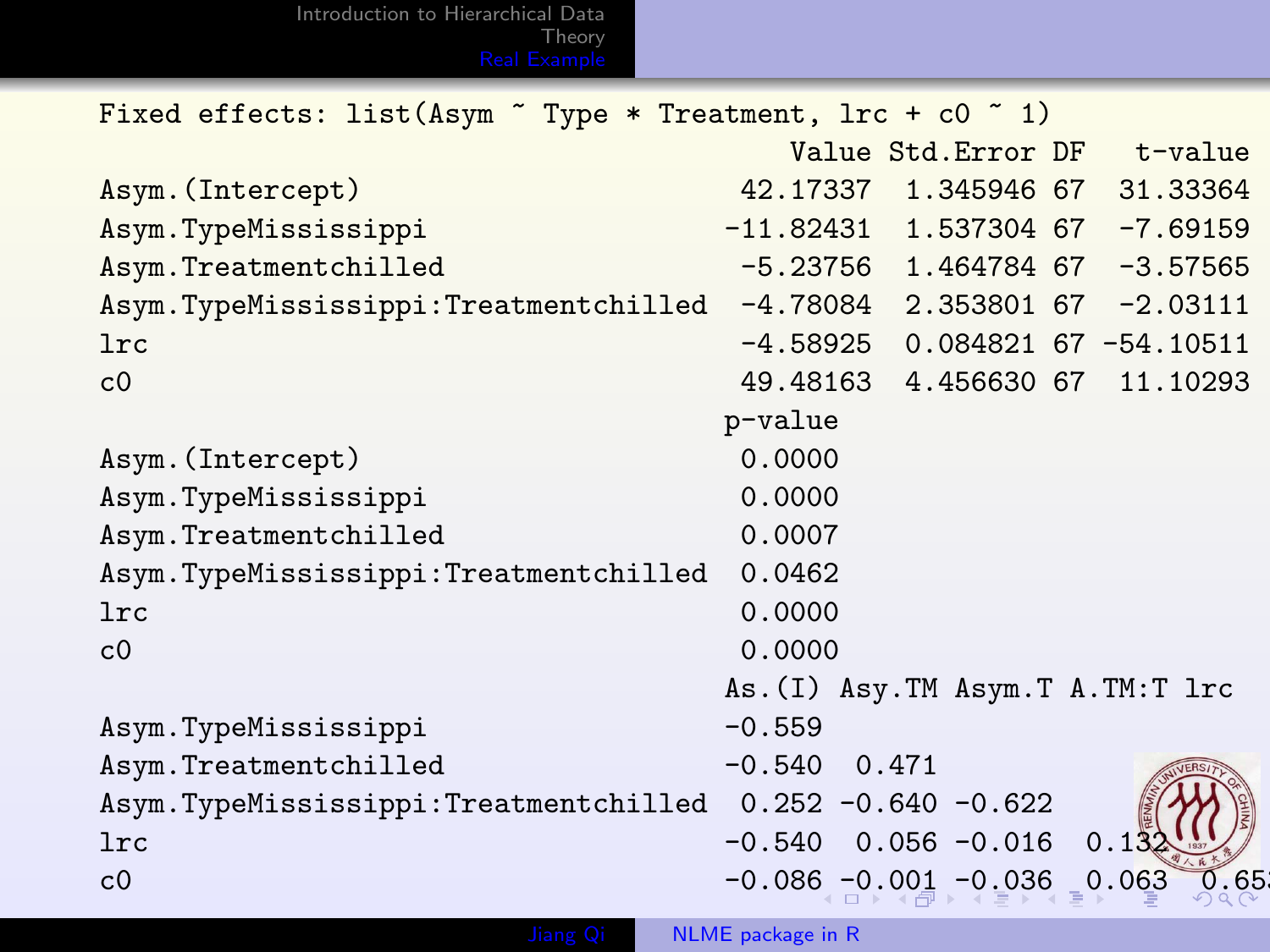```
Fixed effects: list(Asym ~ Type * Treatment, lrc + c0 ~ 1)
                                       Value Std.Error DF   t-value
Asym.(Intercept)                    42.17337  1.345946 67  31.33364
Asym.TypeMississippi               -11.82431  1.537304 67  -7.69159
Asym.Treatmentchilled               -5.23756  1.464784 67  -3.57565
Asym.TypeMississippi:Treatmentchilled -4.78084  2.353801 67  -2.03111
lrc                                 -4.58925  0.084821 67 -54.10511
c0                                  49.48163  4.456630 67  11.10293
                                   p-value
Asym.(Intercept)                    0.0000
Asym.TypeMississippi                0.0000
Asym.Treatmentchilled               0.0007
Asym.TypeMississippi:Treatmentchilled 0.0462
lrc                                 0.0000
c0                                  0.0000
                                   As.(I) Asy.TM Asym.T A.TM:T lrc
Asym.TypeMississippi               -0.559
Asym.Treatmentchilled              -0.540  0.471
Asym.TypeMississippi:Treatmentchilled  0.252 -0.640 -0.622
lrc                                -0.540  0.056 -0.016  0.132
c0                                 -0.086 -0.001 -0.036  0.063  0.65
```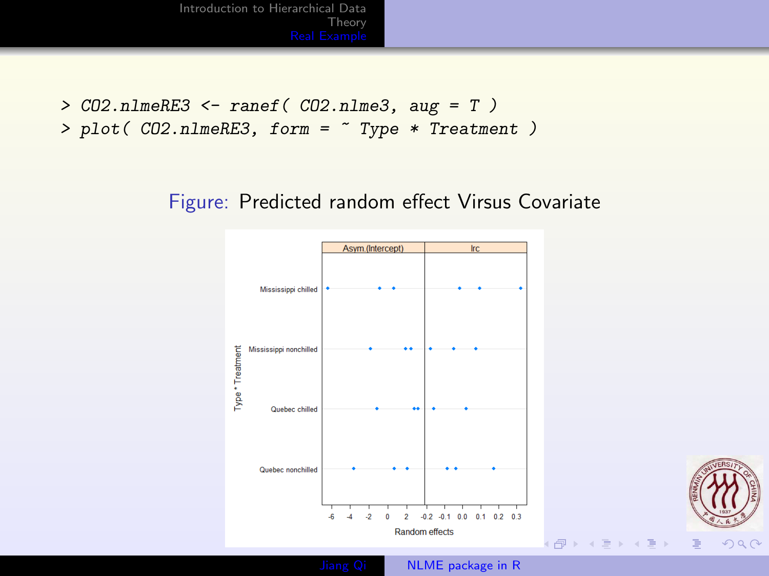```
> CO2.nlmeRE3 <- ranef( CO2.nlme3, aug = T )
> plot( CO2.nlmeRE3, form = ~ Type * Treatment )
```

Figure: Predicted random effect Virsus Covariate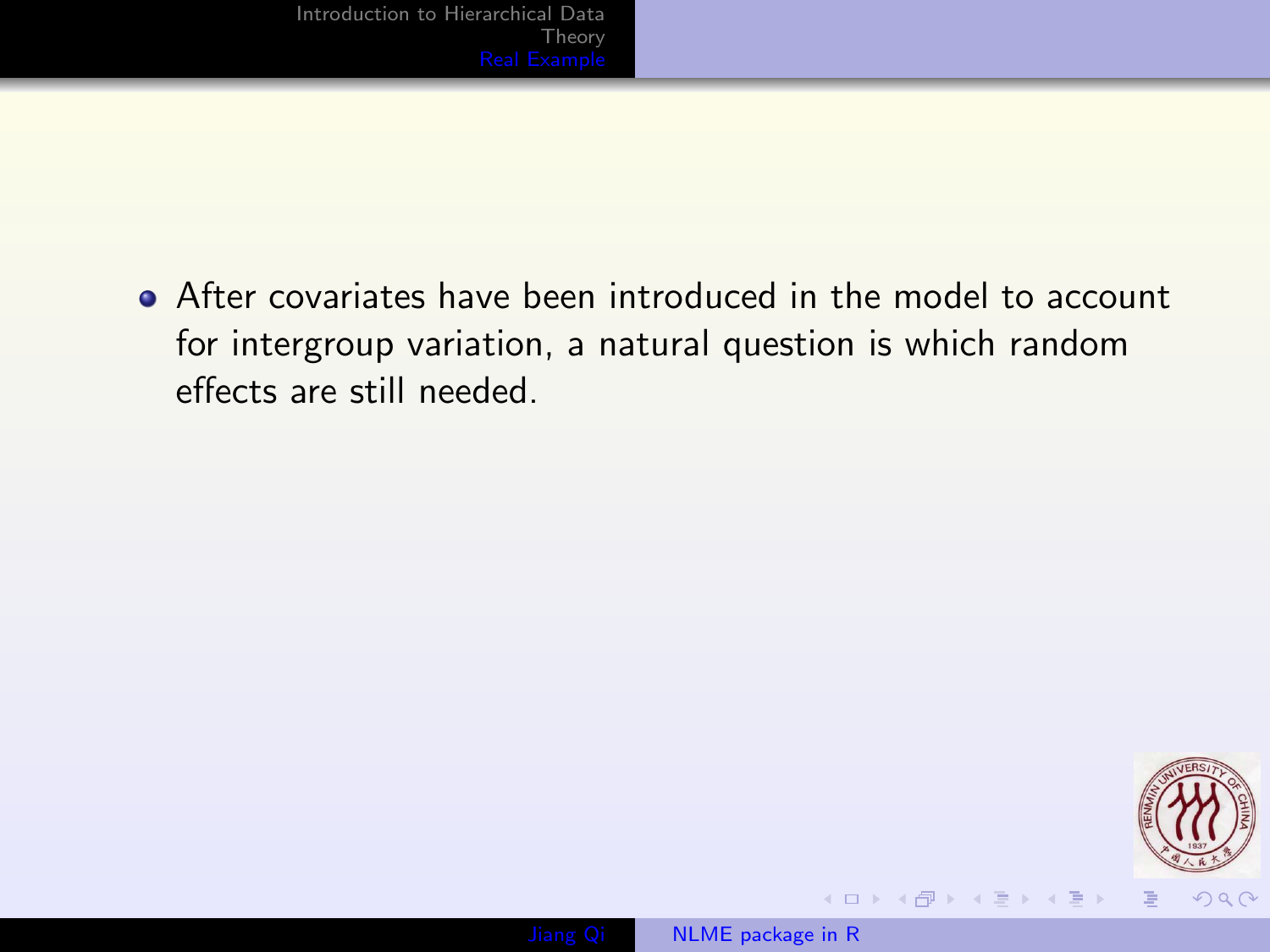- After covariates have been introduced in the model to account for intergroup variation, a natural question is which random effects are still needed.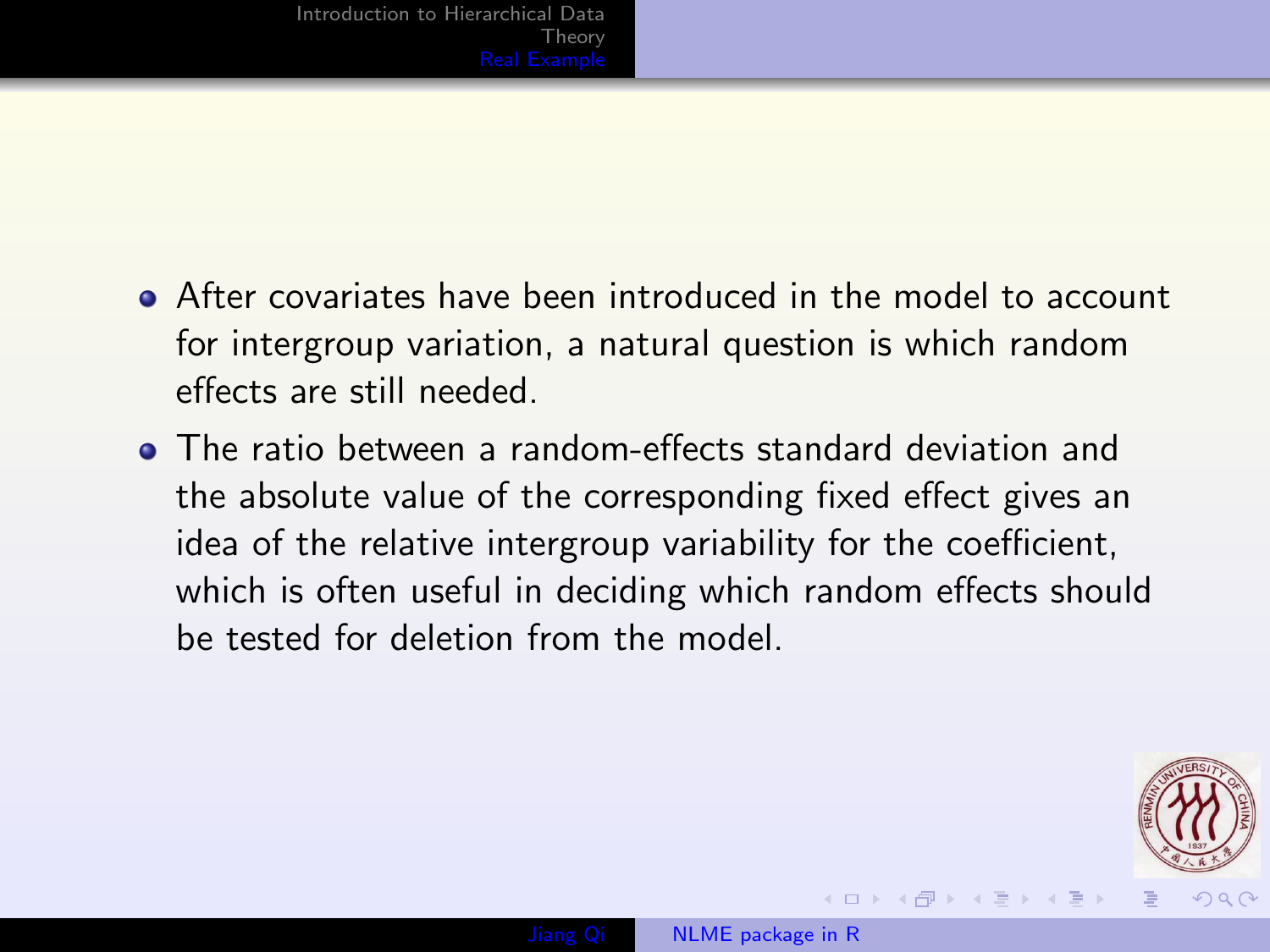- After covariates have been introduced in the model to account for intergroup variation, a natural question is which random effects are still needed.
- The ratio between a random-effects standard deviation and the absolute value of the corresponding fixed effect gives an idea of the relative intergroup variability for the coefficient, which is often useful in deciding which random effects should be tested for deletion from the model.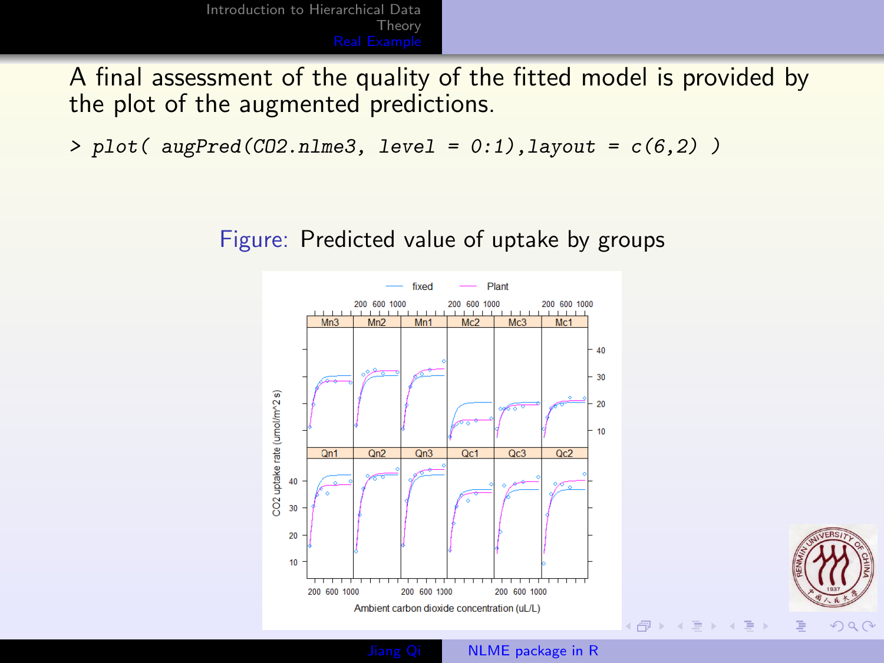A final assessment of the quality of the fitted model is provided by the plot of the augmented predictions.

```
> plot( augPred(CO2.nlme3, level = 0:1),layout = c(6,2) )
```

Figure: Predicted value of uptake by groups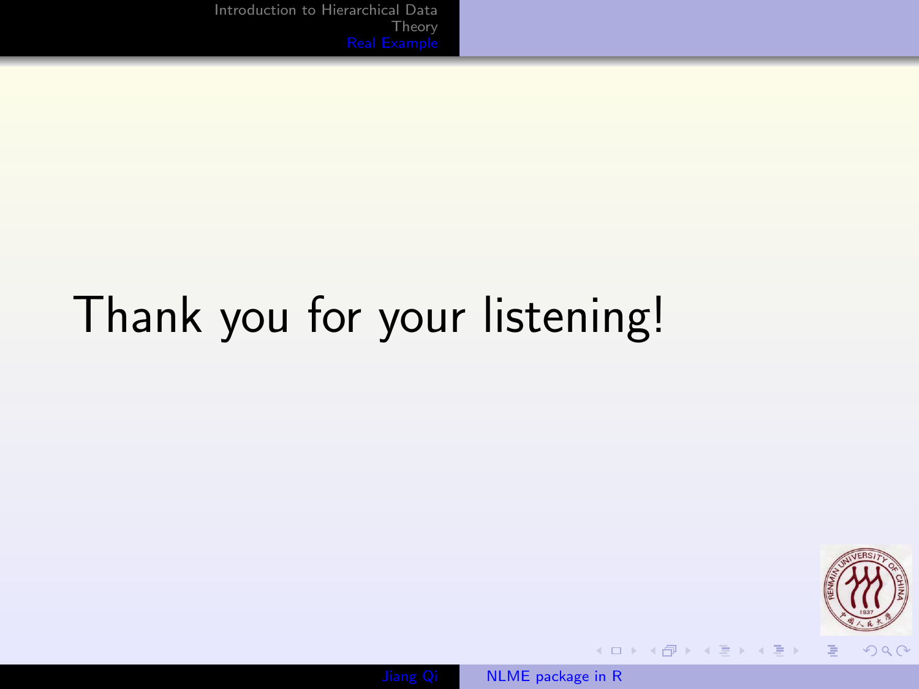Thank you for your listening!